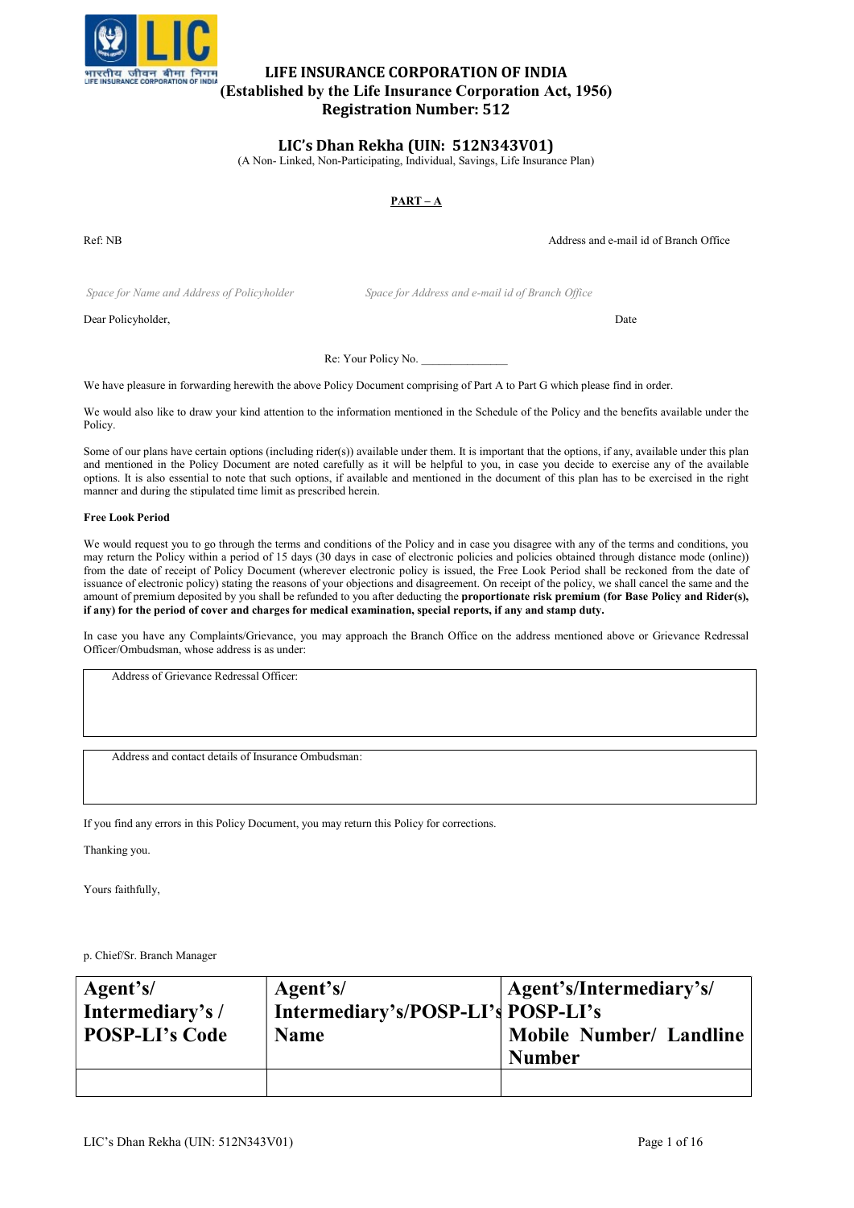**LIFE INSURANCE CORPORATION OF INDIA**
**(Established by the Life Insurance Corporation Act, 1956)**
**Registration Number: 512**

# LIC's Dhan Rekha (UIN: 512N343V01)

(A Non- Linked, Non-Participating, Individual, Savings, Life Insurance Plan)

## PART – A

Ref: NB

Address and e-mail id of Branch Office

*Space for Name and Address of Policyholder*

*Space for Address and e-mail id of Branch Office*

Dear Policyholder,

Date

Re: Your Policy No. _______________

We have pleasure in forwarding herewith the above Policy Document comprising of Part A to Part G which please find in order.

We would also like to draw your kind attention to the information mentioned in the Schedule of the Policy and the benefits available under the Policy.

Some of our plans have certain options (including rider(s)) available under them. It is important that the options, if any, available under this plan and mentioned in the Policy Document are noted carefully as it will be helpful to you, in case you decide to exercise any of the available options. It is also essential to note that such options, if available and mentioned in the document of this plan has to be exercised in the right manner and during the stipulated time limit as prescribed herein.

**Free Look Period**

We would request you to go through the terms and conditions of the Policy and in case you disagree with any of the terms and conditions, you may return the Policy within a period of 15 days (30 days in case of electronic policies and policies obtained through distance mode (online)) from the date of receipt of Policy Document (wherever electronic policy is issued, the Free Look Period shall be reckoned from the date of issuance of electronic policy) stating the reasons of your objections and disagreement. On receipt of the policy, we shall cancel the same and the amount of premium deposited by you shall be refunded to you after deducting the **proportionate risk premium (for Base Policy and Rider(s), if any) for the period of cover and charges for medical examination, special reports, if any and stamp duty.**

In case you have any Complaints/Grievance, you may approach the Branch Office on the address mentioned above or Grievance Redressal Officer/Ombudsman, whose address is as under:

| Address of Grievance Redressal Officer: |
|---|
| |

| Address and contact details of Insurance Ombudsman: |
|---|
| |

If you find any errors in this Policy Document, you may return this Policy for corrections.

Thanking you.

Yours faithfully,

p. Chief/Sr. Branch Manager

| Agent's/ Intermediary's / POSP-LI's Code | Agent's/ Intermediary's/POSP-LI's Name | Agent's/Intermediary's/ POSP-LI's Mobile Number/ Landline Number |
|---|---|---|
| | | |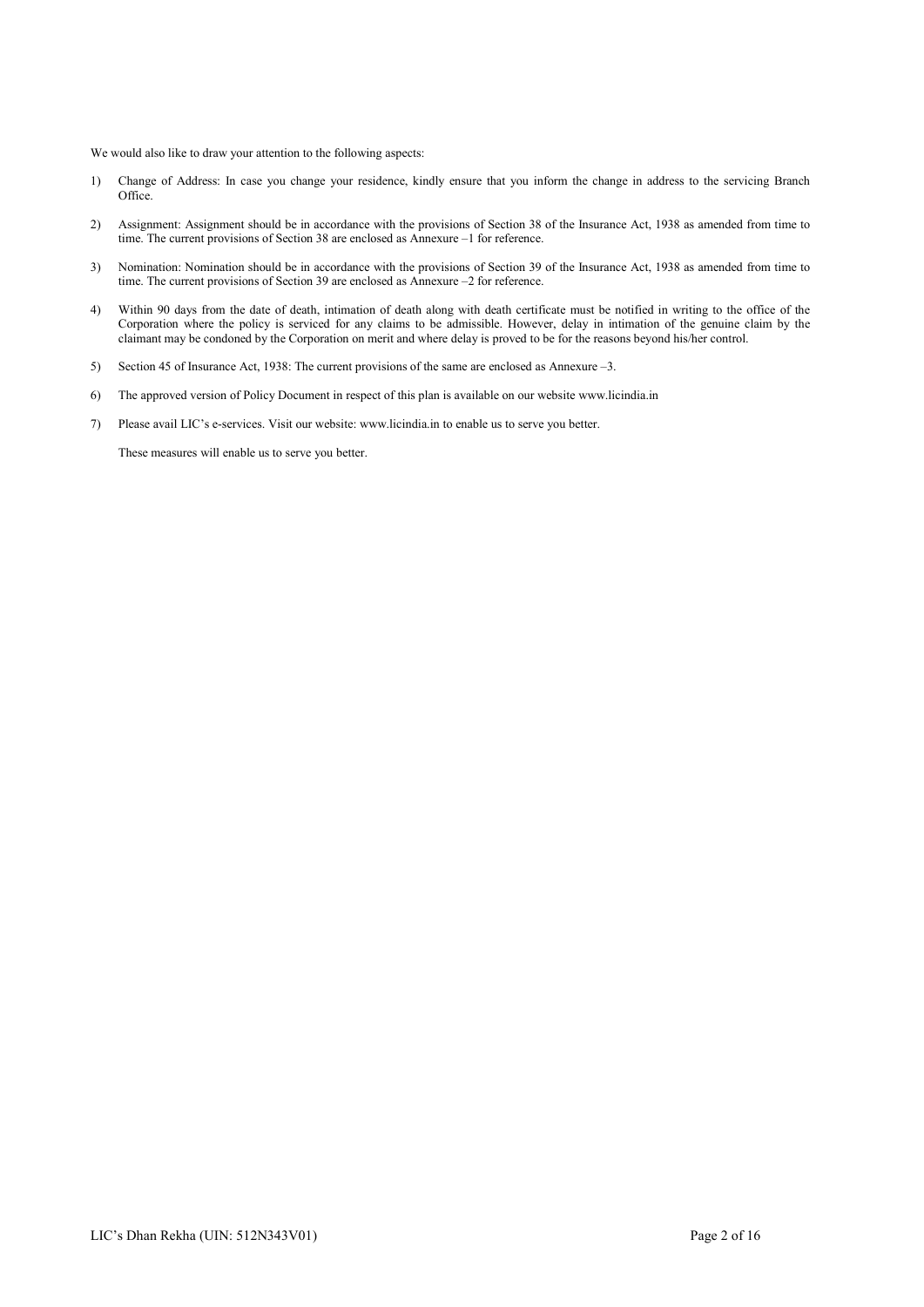We would also like to draw your attention to the following aspects:

1) Change of Address: In case you change your residence, kindly ensure that you inform the change in address to the servicing Branch Office.

2) Assignment: Assignment should be in accordance with the provisions of Section 38 of the Insurance Act, 1938 as amended from time to time. The current provisions of Section 38 are enclosed as Annexure –1 for reference.

3) Nomination: Nomination should be in accordance with the provisions of Section 39 of the Insurance Act, 1938 as amended from time to time. The current provisions of Section 39 are enclosed as Annexure –2 for reference.

4) Within 90 days from the date of death, intimation of death along with death certificate must be notified in writing to the office of the Corporation where the policy is serviced for any claims to be admissible. However, delay in intimation of the genuine claim by the claimant may be condoned by the Corporation on merit and where delay is proved to be for the reasons beyond his/her control.

5) Section 45 of Insurance Act, 1938: The current provisions of the same are enclosed as Annexure –3.

6) The approved version of Policy Document in respect of this plan is available on our website www.licindia.in

7) Please avail LIC's e-services. Visit our website: www.licindia.in to enable us to serve you better.

These measures will enable us to serve you better.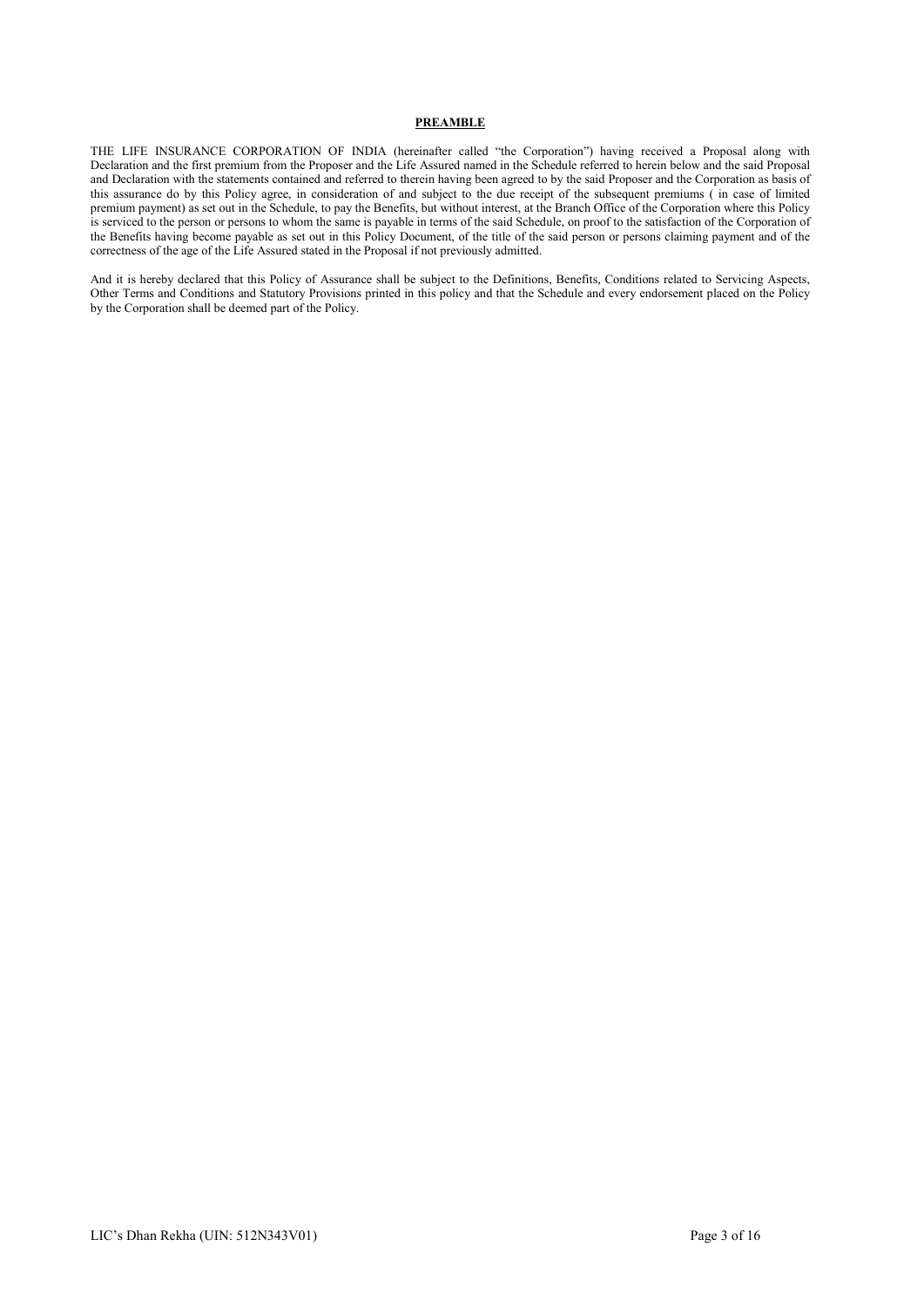## PREAMBLE

THE LIFE INSURANCE CORPORATION OF INDIA (hereinafter called "the Corporation") having received a Proposal along with Declaration and the first premium from the Proposer and the Life Assured named in the Schedule referred to herein below and the said Proposal and Declaration with the statements contained and referred to therein having been agreed to by the said Proposer and the Corporation as basis of this assurance do by this Policy agree, in consideration of and subject to the due receipt of the subsequent premiums ( in case of limited premium payment) as set out in the Schedule, to pay the Benefits, but without interest, at the Branch Office of the Corporation where this Policy is serviced to the person or persons to whom the same is payable in terms of the said Schedule, on proof to the satisfaction of the Corporation of the Benefits having become payable as set out in this Policy Document, of the title of the said person or persons claiming payment and of the correctness of the age of the Life Assured stated in the Proposal if not previously admitted.

And it is hereby declared that this Policy of Assurance shall be subject to the Definitions, Benefits, Conditions related to Servicing Aspects, Other Terms and Conditions and Statutory Provisions printed in this policy and that the Schedule and every endorsement placed on the Policy by the Corporation shall be deemed part of the Policy.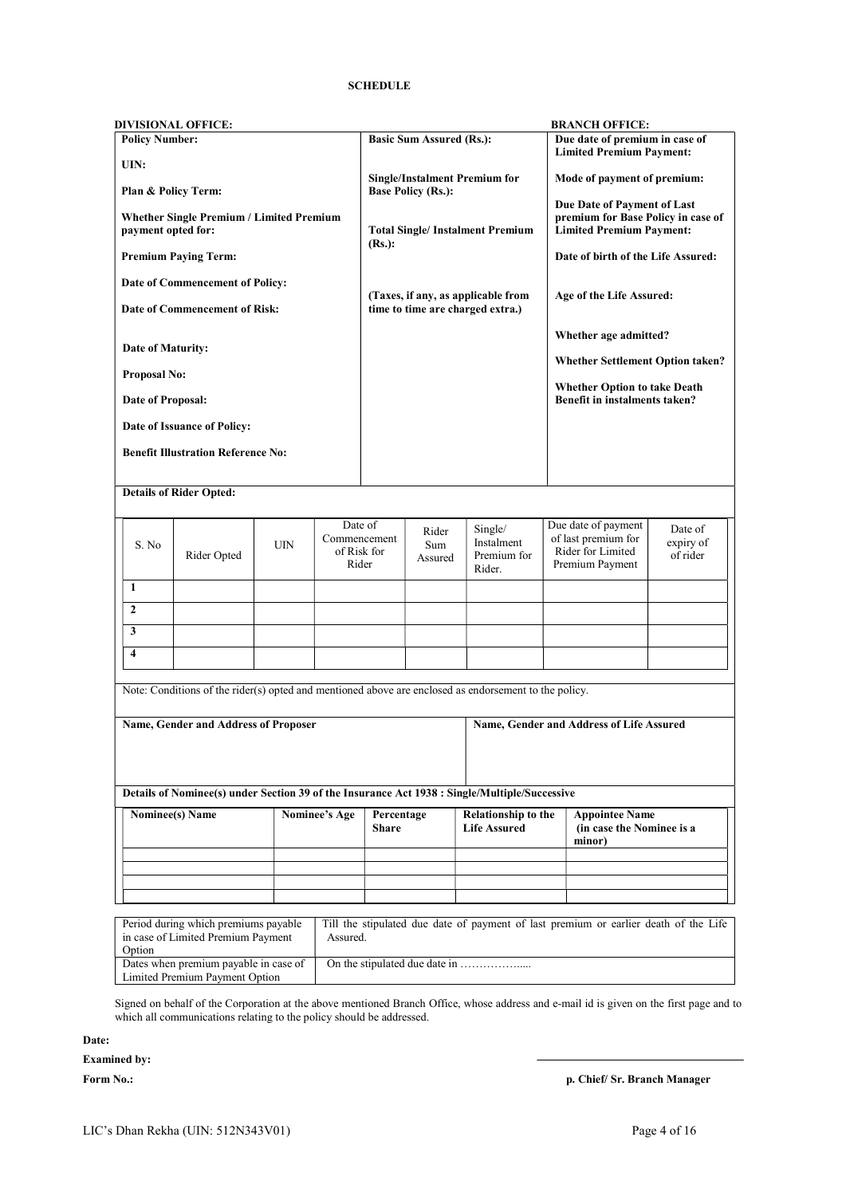# SCHEDULE

| **DIVISIONAL OFFICE:** | | **BRANCH OFFICE:** |
|---|---|---|
| **Policy Number:** | **Basic Sum Assured (Rs.):** | **Due date of premium in case of Limited Premium Payment:** |
| **UIN:** | **Single/Instalment Premium for Base Policy (Rs.):** | **Mode of payment of premium:** |
| **Plan & Policy Term:** | **Total Single/ Instalment Premium (Rs.):** | **Due Date of Payment of Last premium for Base Policy in case of Limited Premium Payment:** |
| **Whether Single Premium / Limited Premium payment opted for:** | **(Taxes, if any, as applicable from time to time are charged extra.)** | **Date of birth of the Life Assured:** |
| **Premium Paying Term:** | | **Age of the Life Assured:** |
| **Date of Commencement of Policy:** | | **Whether age admitted?** |
| **Date of Commencement of Risk:** | | **Whether Settlement Option taken?** |
| **Date of Maturity:** | | **Whether Option to take Death Benefit in instalments taken?** |
| **Proposal No:** | | |
| **Date of Proposal:** | | |
| **Date of Issuance of Policy:** | | |
| **Benefit Illustration Reference No:** | | |

**Details of Rider Opted:**

| S. No | Rider Opted | UIN | Date of Commencement of Risk for Rider | Rider Sum Assured | Single/ Instalment Premium for Rider. | Due date of payment of last premium for Rider for Limited Premium Payment | Date of expiry of rider |
|---|---|---|---|---|---|---|---|
| 1 | | | | | | | |
| 2 | | | | | | | |
| 3 | | | | | | | |
| 4 | | | | | | | |

Note: Conditions of the rider(s) opted and mentioned above are enclosed as endorsement to the policy.

| **Name, Gender and Address of Proposer** | **Name, Gender and Address of Life Assured** |
|---|---|
| | |

**Details of Nominee(s) under Section 39 of the Insurance Act 1938 : Single/Multiple/Successive**

| **Nominee(s) Name** | **Nominee's Age** | **Percentage Share** | **Relationship to the Life Assured** | **Appointee Name (in case the Nominee is a minor)** |
|---|---|---|---|---|
| | | | | |
| | | | | |
| | | | | |
| | | | | |

| | |
|---|---|
| Period during which premiums payable in case of Limited Premium Payment Option | Till the stipulated due date of payment of last premium or earlier death of the Life Assured. |
| Dates when premium payable in case of Limited Premium Payment Option | On the stipulated due date in ……………..... |

Signed on behalf of the Corporation at the above mentioned Branch Office, whose address and e-mail id is given on the first page and to which all communications relating to the policy should be addressed.

**Date:**

**Examined by:**

**Form No.:**

**p. Chief/ Sr. Branch Manager**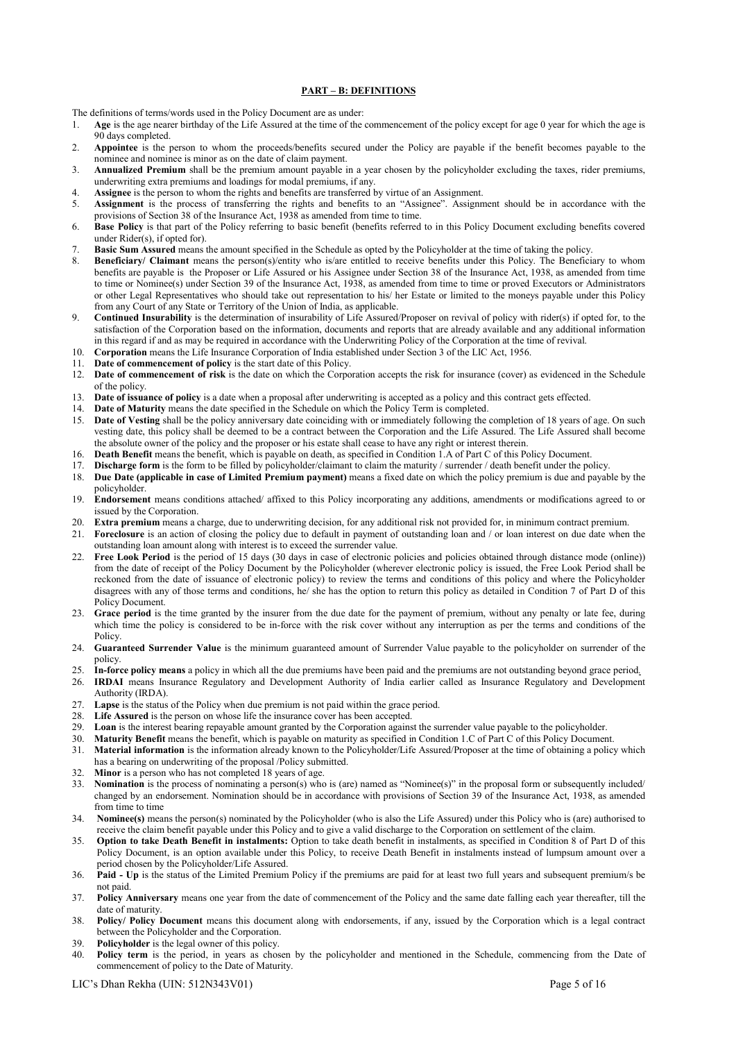## PART – B: DEFINITIONS

The definitions of terms/words used in the Policy Document are as under:

1. **Age** is the age nearer birthday of the Life Assured at the time of the commencement of the policy except for age 0 year for which the age is 90 days completed.
2. **Appointee** is the person to whom the proceeds/benefits secured under the Policy are payable if the benefit becomes payable to the nominee and nominee is minor as on the date of claim payment.
3. **Annualized Premium** shall be the premium amount payable in a year chosen by the policyholder excluding the taxes, rider premiums, underwriting extra premiums and loadings for modal premiums, if any.
4. **Assignee** is the person to whom the rights and benefits are transferred by virtue of an Assignment.
5. **Assignment** is the process of transferring the rights and benefits to an "Assignee". Assignment should be in accordance with the provisions of Section 38 of the Insurance Act, 1938 as amended from time to time.
6. **Base Policy** is that part of the Policy referring to basic benefit (benefits referred to in this Policy Document excluding benefits covered under Rider(s), if opted for).
7. **Basic Sum Assured** means the amount specified in the Schedule as opted by the Policyholder at the time of taking the policy.
8. **Beneficiary/ Claimant** means the person(s)/entity who is/are entitled to receive benefits under this Policy. The Beneficiary to whom benefits are payable is the Proposer or Life Assured or his Assignee under Section 38 of the Insurance Act, 1938, as amended from time to time or Nominee(s) under Section 39 of the Insurance Act, 1938, as amended from time to time or proved Executors or Administrators or other Legal Representatives who should take out representation to his/ her Estate or limited to the moneys payable under this Policy from any Court of any State or Territory of the Union of India, as applicable.
9. **Continued Insurability** is the determination of insurability of Life Assured/Proposer on revival of policy with rider(s) if opted for, to the satisfaction of the Corporation based on the information, documents and reports that are already available and any additional information in this regard if and as may be required in accordance with the Underwriting Policy of the Corporation at the time of revival.
10. **Corporation** means the Life Insurance Corporation of India established under Section 3 of the LIC Act, 1956.
11. **Date of commencement of policy** is the start date of this Policy.
12. **Date of commencement of risk** is the date on which the Corporation accepts the risk for insurance (cover) as evidenced in the Schedule of the policy.
13. **Date of issuance of policy** is a date when a proposal after underwriting is accepted as a policy and this contract gets effected.
14. **Date of Maturity** means the date specified in the Schedule on which the Policy Term is completed.
15. **Date of Vesting** shall be the policy anniversary date coinciding with or immediately following the completion of 18 years of age. On such vesting date, this policy shall be deemed to be a contract between the Corporation and the Life Assured. The Life Assured shall become the absolute owner of the policy and the proposer or his estate shall cease to have any right or interest therein.
16. **Death Benefit** means the benefit, which is payable on death, as specified in Condition 1.A of Part C of this Policy Document.
17. **Discharge form** is the form to be filled by policyholder/claimant to claim the maturity / surrender / death benefit under the policy.
18. **Due Date (applicable in case of Limited Premium payment)** means a fixed date on which the policy premium is due and payable by the policyholder.
19. **Endorsement** means conditions attached/ affixed to this Policy incorporating any additions, amendments or modifications agreed to or issued by the Corporation.
20. **Extra premium** means a charge, due to underwriting decision, for any additional risk not provided for, in minimum contract premium.
21. **Foreclosure** is an action of closing the policy due to default in payment of outstanding loan and / or loan interest on due date when the outstanding loan amount along with interest is to exceed the surrender value.
22. **Free Look Period** is the period of 15 days (30 days in case of electronic policies and policies obtained through distance mode (online)) from the date of receipt of the Policy Document by the Policyholder (wherever electronic policy is issued, the Free Look Period shall be reckoned from the date of issuance of electronic policy) to review the terms and conditions of this policy and where the Policyholder disagrees with any of those terms and conditions, he/ she has the option to return this policy as detailed in Condition 7 of Part D of this Policy Document.
23. **Grace period** is the time granted by the insurer from the due date for the payment of premium, without any penalty or late fee, during which time the policy is considered to be in-force with the risk cover without any interruption as per the terms and conditions of the Policy.
24. **Guaranteed Surrender Value** is the minimum guaranteed amount of Surrender Value payable to the policyholder on surrender of the policy.
25. **In-force policy means** a policy in which all the due premiums have been paid and the premiums are not outstanding beyond grace period.
26. **IRDAI** means Insurance Regulatory and Development Authority of India earlier called as Insurance Regulatory and Development Authority (IRDA).
27. **Lapse** is the status of the Policy when due premium is not paid within the grace period.
28. **Life Assured** is the person on whose life the insurance cover has been accepted.
29. **Loan** is the interest bearing repayable amount granted by the Corporation against the surrender value payable to the policyholder.
30. **Maturity Benefit** means the benefit, which is payable on maturity as specified in Condition 1.C of Part C of this Policy Document.
31. **Material information** is the information already known to the Policyholder/Life Assured/Proposer at the time of obtaining a policy which has a bearing on underwriting of the proposal /Policy submitted.
32. **Minor** is a person who has not completed 18 years of age.
33. **Nomination** is the process of nominating a person(s) who is (are) named as "Nominee(s)" in the proposal form or subsequently included/ changed by an endorsement. Nomination should be in accordance with provisions of Section 39 of the Insurance Act, 1938, as amended from time to time
34. **Nominee(s)** means the person(s) nominated by the Policyholder (who is also the Life Assured) under this Policy who is (are) authorised to receive the claim benefit payable under this Policy and to give a valid discharge to the Corporation on settlement of the claim.
35. **Option to take Death Benefit in instalments:** Option to take death benefit in instalments, as specified in Condition 8 of Part D of this Policy Document, is an option available under this Policy, to receive Death Benefit in instalments instead of lumpsum amount over a period chosen by the Policyholder/Life Assured.
36. **Paid - Up** is the status of the Limited Premium Policy if the premiums are paid for at least two full years and subsequent premium/s be not paid.
37. **Policy Anniversary** means one year from the date of commencement of the Policy and the same date falling each year thereafter, till the date of maturity.
38. **Policy/ Policy Document** means this document along with endorsements, if any, issued by the Corporation which is a legal contract between the Policyholder and the Corporation.
39. **Policyholder** is the legal owner of this policy.
40. **Policy term** is the period, in years as chosen by the policyholder and mentioned in the Schedule, commencing from the Date of commencement of policy to the Date of Maturity.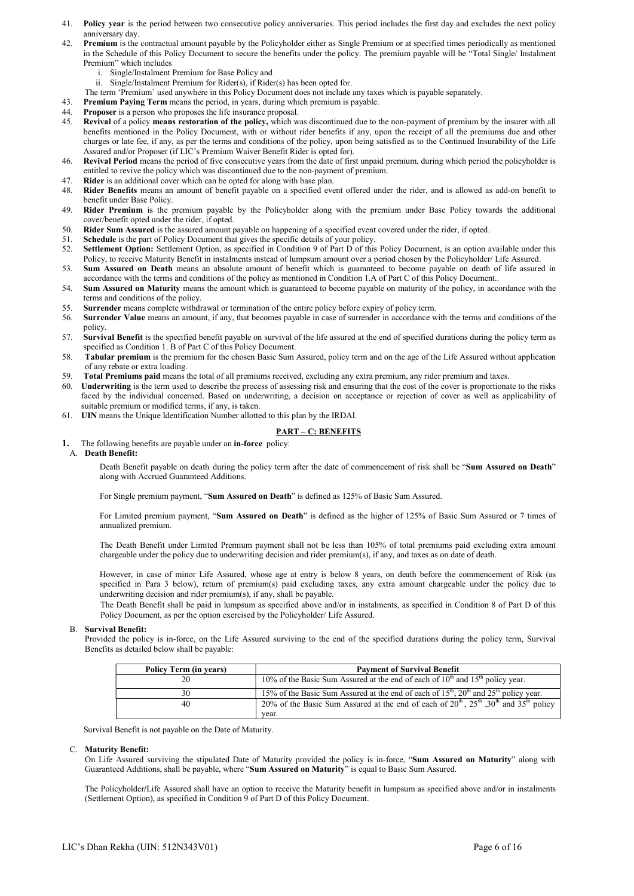41. **Policy year** is the period between two consecutive policy anniversaries. This period includes the first day and excludes the next policy anniversary day.
42. **Premium** is the contractual amount payable by the Policyholder either as Single Premium or at specified times periodically as mentioned in the Schedule of this Policy Document to secure the benefits under the policy. The premium payable will be "Total Single/ Instalment Premium" which includes
    i. Single/Instalment Premium for Base Policy and
    ii. Single/Instalment Premium for Rider(s), if Rider(s) has been opted for.

    The term 'Premium' used anywhere in this Policy Document does not include any taxes which is payable separately.
43. **Premium Paying Term** means the period, in years, during which premium is payable.
44. **Proposer** is a person who proposes the life insurance proposal.
45. **Revival** of a policy **means restoration of the policy,** which was discontinued due to the non-payment of premium by the insurer with all benefits mentioned in the Policy Document, with or without rider benefits if any, upon the receipt of all the premiums due and other charges or late fee, if any, as per the terms and conditions of the policy, upon being satisfied as to the Continued Insurability of the Life Assured and/or Proposer (if LIC's Premium Waiver Benefit Rider is opted for).
46. **Revival Period** means the period of five consecutive years from the date of first unpaid premium, during which period the policyholder is entitled to revive the policy which was discontinued due to the non-payment of premium.
47. **Rider** is an additional cover which can be opted for along with base plan.
48. **Rider Benefits** means an amount of benefit payable on a specified event offered under the rider, and is allowed as add-on benefit to benefit under Base Policy.
49. **Rider Premium** is the premium payable by the Policyholder along with the premium under Base Policy towards the additional cover/benefit opted under the rider, if opted.
50. **Rider Sum Assured** is the assured amount payable on happening of a specified event covered under the rider, if opted.
51. **Schedule** is the part of Policy Document that gives the specific details of your policy.
52. **Settlement Option:** Settlement Option, as specified in Condition 9 of Part D of this Policy Document, is an option available under this Policy, to receive Maturity Benefit in instalments instead of lumpsum amount over a period chosen by the Policyholder/ Life Assured.
53. **Sum Assured on Death** means an absolute amount of benefit which is guaranteed to become payable on death of life assured in accordance with the terms and conditions of the policy as mentioned in Condition 1.A of Part C of this Policy Document..
54. **Sum Assured on Maturity** means the amount which is guaranteed to become payable on maturity of the policy, in accordance with the terms and conditions of the policy.
55. **Surrender** means complete withdrawal or termination of the entire policy before expiry of policy term.
56. **Surrender Value** means an amount, if any, that becomes payable in case of surrender in accordance with the terms and conditions of the policy.
57. **Survival Benefit** is the specified benefit payable on survival of the life assured at the end of specified durations during the policy term as specified as Condition 1. B of Part C of this Policy Document.
58. **Tabular premium** is the premium for the chosen Basic Sum Assured, policy term and on the age of the Life Assured without application of any rebate or extra loading.
59. **Total Premiums paid** means the total of all premiums received, excluding any extra premium, any rider premium and taxes.
60. **Underwriting** is the term used to describe the process of assessing risk and ensuring that the cost of the cover is proportionate to the risks faced by the individual concerned. Based on underwriting, a decision on acceptance or rejection of cover as well as applicability of suitable premium or modified terms, if any, is taken.
61. **UIN** means the Unique Identification Number allotted to this plan by the IRDAI.

## PART – C: BENEFITS

**1.** The following benefits are payable under an **in-force** policy:

### A. Death Benefit:

Death Benefit payable on death during the policy term after the date of commencement of risk shall be "**Sum Assured on Death**" along with Accrued Guaranteed Additions.

For Single premium payment, "**Sum Assured on Death**" is defined as 125% of Basic Sum Assured.

For Limited premium payment, "**Sum Assured on Death**" is defined as the higher of 125% of Basic Sum Assured or 7 times of annualized premium.

The Death Benefit under Limited Premium payment shall not be less than 105% of total premiums paid excluding extra amount chargeable under the policy due to underwriting decision and rider premium(s), if any, and taxes as on date of death.

However, in case of minor Life Assured, whose age at entry is below 8 years, on death before the commencement of Risk (as specified in Para 3 below), return of premium(s) paid excluding taxes, any extra amount chargeable under the policy due to underwriting decision and rider premium(s), if any, shall be payable.

The Death Benefit shall be paid in lumpsum as specified above and/or in instalments, as specified in Condition 8 of Part D of this Policy Document, as per the option exercised by the Policyholder/ Life Assured.

### B. Survival Benefit:

Provided the policy is in-force, on the Life Assured surviving to the end of the specified durations during the policy term, Survival Benefits as detailed below shall be payable:

| Policy Term (in years) | Payment of Survival Benefit |
|---|---|
| 20 | 10% of the Basic Sum Assured at the end of each of 10th and 15th policy year. |
| 30 | 15% of the Basic Sum Assured at the end of each of 15th, 20th and 25th policy year. |
| 40 | 20% of the Basic Sum Assured at the end of each of 20th, 25th, 30th and 35th policy year. |

Survival Benefit is not payable on the Date of Maturity.

### C. Maturity Benefit:

On Life Assured surviving the stipulated Date of Maturity provided the policy is in-force, "**Sum Assured on Maturity**" along with Guaranteed Additions, shall be payable, where "**Sum Assured on Maturity**" is equal to Basic Sum Assured.

The Policyholder/Life Assured shall have an option to receive the Maturity benefit in lumpsum as specified above and/or in instalments (Settlement Option), as specified in Condition 9 of Part D of this Policy Document.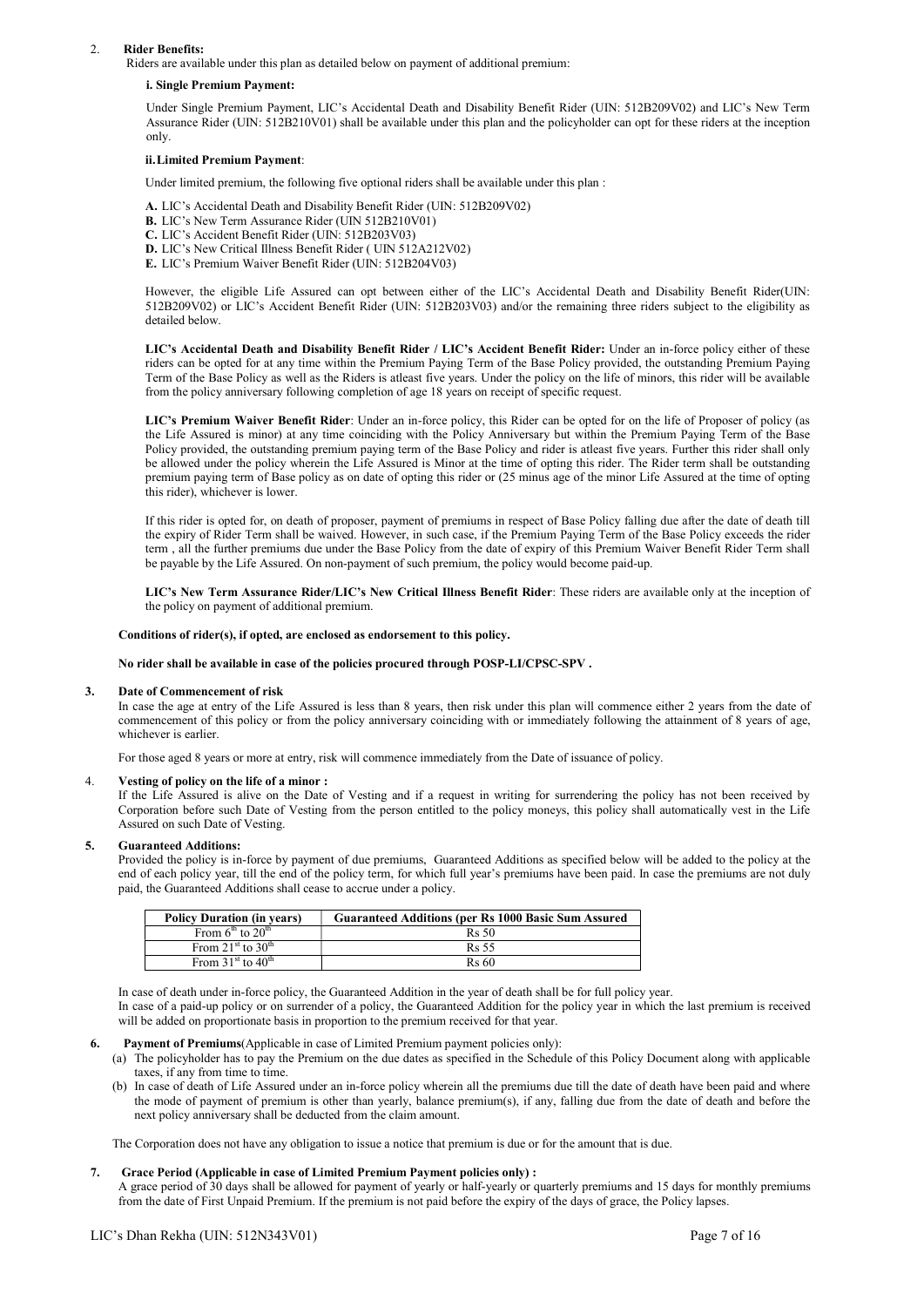2. **Rider Benefits:**

Riders are available under this plan as detailed below on payment of additional premium:

**i. Single Premium Payment:**

Under Single Premium Payment, LIC's Accidental Death and Disability Benefit Rider (UIN: 512B209V02) and LIC's New Term Assurance Rider (UIN: 512B210V01) shall be available under this plan and the policyholder can opt for these riders at the inception only.

**ii. Limited Premium Payment**:

Under limited premium, the following five optional riders shall be available under this plan :

**A.** LIC's Accidental Death and Disability Benefit Rider (UIN: 512B209V02)
**B.** LIC's New Term Assurance Rider (UIN 512B210V01)
**C.** LIC's Accident Benefit Rider (UIN: 512B203V03)
**D.** LIC's New Critical Illness Benefit Rider ( UIN 512A212V02)
**E.** LIC's Premium Waiver Benefit Rider (UIN: 512B204V03)

However, the eligible Life Assured can opt between either of the LIC's Accidental Death and Disability Benefit Rider(UIN: 512B209V02) or LIC's Accident Benefit Rider (UIN: 512B203V03) and/or the remaining three riders subject to the eligibility as detailed below.

**LIC's Accidental Death and Disability Benefit Rider / LIC's Accident Benefit Rider:** Under an in-force policy either of these riders can be opted for at any time within the Premium Paying Term of the Base Policy provided, the outstanding Premium Paying Term of the Base Policy as well as the Riders is atleast five years. Under the policy on the life of minors, this rider will be available from the policy anniversary following completion of age 18 years on receipt of specific request.

**LIC's Premium Waiver Benefit Rider**: Under an in-force policy, this Rider can be opted for on the life of Proposer of policy (as the Life Assured is minor) at any time coinciding with the Policy Anniversary but within the Premium Paying Term of the Base Policy provided, the outstanding premium paying term of the Base Policy and rider is atleast five years. Further this rider shall only be allowed under the policy wherein the Life Assured is Minor at the time of opting this rider. The Rider term shall be outstanding premium paying term of Base policy as on date of opting this rider or (25 minus age of the minor Life Assured at the time of opting this rider), whichever is lower.

If this rider is opted for, on death of proposer, payment of premiums in respect of Base Policy falling due after the date of death till the expiry of Rider Term shall be waived. However, in such case, if the Premium Paying Term of the Base Policy exceeds the rider term , all the further premiums due under the Base Policy from the date of expiry of this Premium Waiver Benefit Rider Term shall be payable by the Life Assured. On non-payment of such premium, the policy would become paid-up.

**LIC's New Term Assurance Rider/LIC's New Critical Illness Benefit Rider**: These riders are available only at the inception of the policy on payment of additional premium.

**Conditions of rider(s), if opted, are enclosed as endorsement to this policy.**

**No rider shall be available in case of the policies procured through POSP-LI/CPSC-SPV .**

3. **Date of Commencement of risk**

In case the age at entry of the Life Assured is less than 8 years, then risk under this plan will commence either 2 years from the date of commencement of this policy or from the policy anniversary coinciding with or immediately following the attainment of 8 years of age, whichever is earlier.

For those aged 8 years or more at entry, risk will commence immediately from the Date of issuance of policy.

4. **Vesting of policy on the life of a minor :**

If the Life Assured is alive on the Date of Vesting and if a request in writing for surrendering the policy has not been received by Corporation before such Date of Vesting from the person entitled to the policy moneys, this policy shall automatically vest in the Life Assured on such Date of Vesting.

5. **Guaranteed Additions:**

Provided the policy is in-force by payment of due premiums, Guaranteed Additions as specified below will be added to the policy at the end of each policy year, till the end of the policy term, for which full year's premiums have been paid. In case the premiums are not duly paid, the Guaranteed Additions shall cease to accrue under a policy.

| Policy Duration (in years) | Guaranteed Additions (per Rs 1000 Basic Sum Assured |
|---|---|
| From 6th to 20th | Rs 50 |
| From 21st to 30th | Rs 55 |
| From 31st to 40th | Rs 60 |

In case of death under in-force policy, the Guaranteed Addition in the year of death shall be for full policy year.
In case of a paid-up policy or on surrender of a policy, the Guaranteed Addition for the policy year in which the last premium is received will be added on proportionate basis in proportion to the premium received for that year.

6. **Payment of Premiums**(Applicable in case of Limited Premium payment policies only):
   (a) The policyholder has to pay the Premium on the due dates as specified in the Schedule of this Policy Document along with applicable taxes, if any from time to time.
   (b) In case of death of Life Assured under an in-force policy wherein all the premiums due till the date of death have been paid and where the mode of payment of premium is other than yearly, balance premium(s), if any, falling due from the date of death and before the next policy anniversary shall be deducted from the claim amount.

The Corporation does not have any obligation to issue a notice that premium is due or for the amount that is due.

7. **Grace Period (Applicable in case of Limited Premium Payment policies only) :**

A grace period of 30 days shall be allowed for payment of yearly or half-yearly or quarterly premiums and 15 days for monthly premiums from the date of First Unpaid Premium. If the premium is not paid before the expiry of the days of grace, the Policy lapses.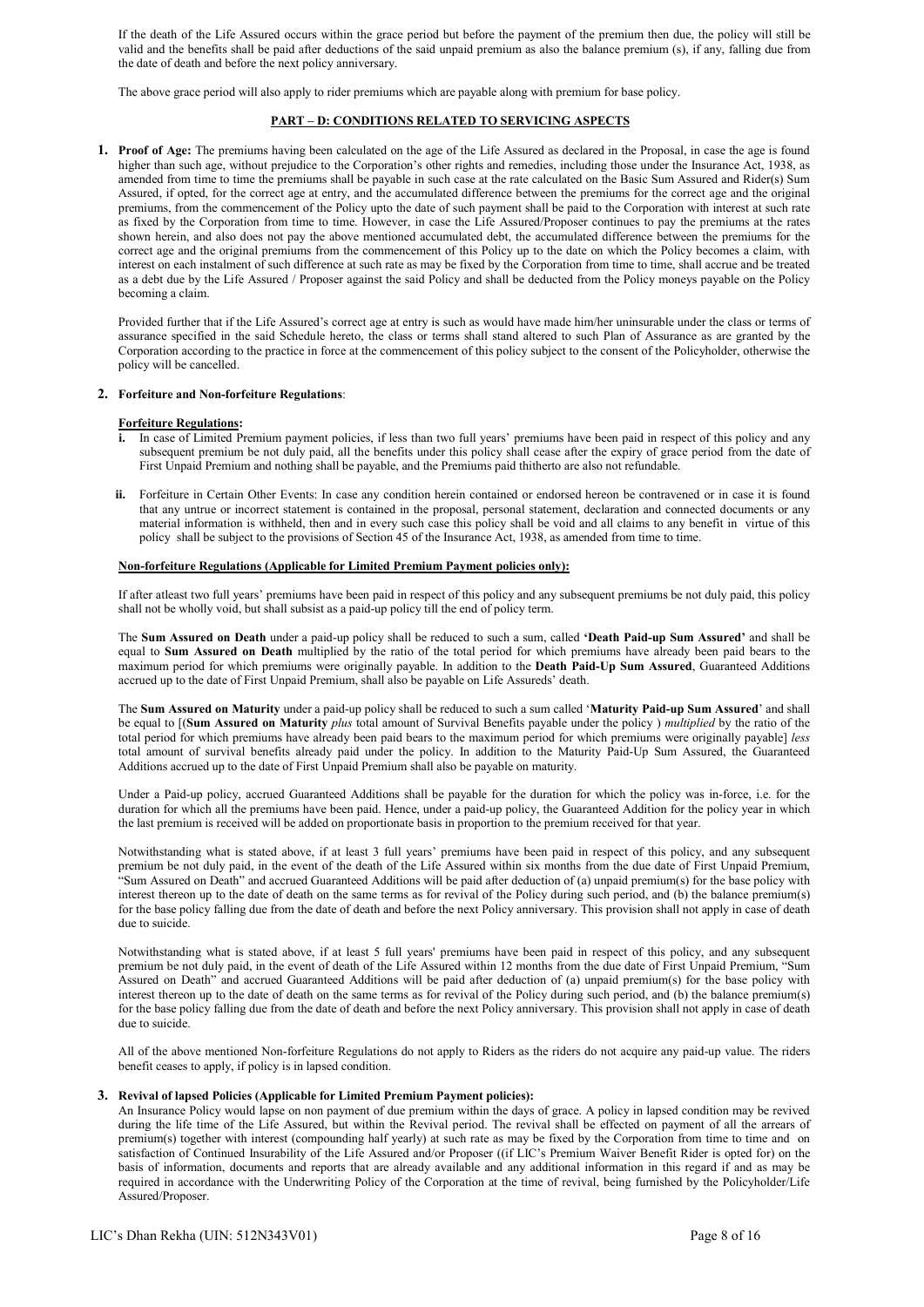If the death of the Life Assured occurs within the grace period but before the payment of the premium then due, the policy will still be valid and the benefits shall be paid after deductions of the said unpaid premium as also the balance premium (s), if any, falling due from the date of death and before the next policy anniversary.

The above grace period will also apply to rider premiums which are payable along with premium for base policy.

## PART – D: CONDITIONS RELATED TO SERVICING ASPECTS

**1. Proof of Age:** The premiums having been calculated on the age of the Life Assured as declared in the Proposal, in case the age is found higher than such age, without prejudice to the Corporation's other rights and remedies, including those under the Insurance Act, 1938, as amended from time to time the premiums shall be payable in such case at the rate calculated on the Basic Sum Assured and Rider(s) Sum Assured, if opted, for the correct age at entry, and the accumulated difference between the premiums for the correct age and the original premiums, from the commencement of the Policy upto the date of such payment shall be paid to the Corporation with interest at such rate as fixed by the Corporation from time to time. However, in case the Life Assured/Proposer continues to pay the premiums at the rates shown herein, and also does not pay the above mentioned accumulated debt, the accumulated difference between the premiums for the correct age and the original premiums from the commencement of this Policy up to the date on which the Policy becomes a claim, with interest on each instalment of such difference at such rate as may be fixed by the Corporation from time to time, shall accrue and be treated as a debt due by the Life Assured / Proposer against the said Policy and shall be deducted from the Policy moneys payable on the Policy becoming a claim.

Provided further that if the Life Assured's correct age at entry is such as would have made him/her uninsurable under the class or terms of assurance specified in the said Schedule hereto, the class or terms shall stand altered to such Plan of Assurance as are granted by the Corporation according to the practice in force at the commencement of this policy subject to the consent of the Policyholder, otherwise the policy will be cancelled.

**2. Forfeiture and Non-forfeiture Regulations**:

**Forfeiture Regulations:**

i. In case of Limited Premium payment policies, if less than two full years' premiums have been paid in respect of this policy and any subsequent premium be not duly paid, all the benefits under this policy shall cease after the expiry of grace period from the date of First Unpaid Premium and nothing shall be payable, and the Premiums paid thitherto are also not refundable.

ii. Forfeiture in Certain Other Events: In case any condition herein contained or endorsed hereon be contravened or in case it is found that any untrue or incorrect statement is contained in the proposal, personal statement, declaration and connected documents or any material information is withheld, then and in every such case this policy shall be void and all claims to any benefit in virtue of this policy shall be subject to the provisions of Section 45 of the Insurance Act, 1938, as amended from time to time.

**Non-forfeiture Regulations (Applicable for Limited Premium Payment policies only):**

If after atleast two full years' premiums have been paid in respect of this policy and any subsequent premiums be not duly paid, this policy shall not be wholly void, but shall subsist as a paid-up policy till the end of policy term.

The **Sum Assured on Death** under a paid-up policy shall be reduced to such a sum, called **'Death Paid-up Sum Assured'** and shall be equal to **Sum Assured on Death** multiplied by the ratio of the total period for which premiums have already been paid bears to the maximum period for which premiums were originally payable. In addition to the **Death Paid-Up Sum Assured**, Guaranteed Additions accrued up to the date of First Unpaid Premium, shall also be payable on Life Assureds' death.

The **Sum Assured on Maturity** under a paid-up policy shall be reduced to such a sum called '**Maturity Paid-up Sum Assured**' and shall be equal to [(**Sum Assured on Maturity** *plus* total amount of Survival Benefits payable under the policy ) *multiplied* by the ratio of the total period for which premiums have already been paid bears to the maximum period for which premiums were originally payable] *less* total amount of survival benefits already paid under the policy. In addition to the Maturity Paid-Up Sum Assured, the Guaranteed Additions accrued up to the date of First Unpaid Premium shall also be payable on maturity.

Under a Paid-up policy, accrued Guaranteed Additions shall be payable for the duration for which the policy was in-force, i.e. for the duration for which all the premiums have been paid. Hence, under a paid-up policy, the Guaranteed Addition for the policy year in which the last premium is received will be added on proportionate basis in proportion to the premium received for that year.

Notwithstanding what is stated above, if at least 3 full years' premiums have been paid in respect of this policy, and any subsequent premium be not duly paid, in the event of the death of the Life Assured within six months from the due date of First Unpaid Premium, "Sum Assured on Death" and accrued Guaranteed Additions will be paid after deduction of (a) unpaid premium(s) for the base policy with interest thereon up to the date of death on the same terms as for revival of the Policy during such period, and (b) the balance premium(s) for the base policy falling due from the date of death and before the next Policy anniversary. This provision shall not apply in case of death due to suicide.

Notwithstanding what is stated above, if at least 5 full years' premiums have been paid in respect of this policy, and any subsequent premium be not duly paid, in the event of death of the Life Assured within 12 months from the due date of First Unpaid Premium, "Sum Assured on Death" and accrued Guaranteed Additions will be paid after deduction of (a) unpaid premium(s) for the base policy with interest thereon up to the date of death on the same terms as for revival of the Policy during such period, and (b) the balance premium(s) for the base policy falling due from the date of death and before the next Policy anniversary. This provision shall not apply in case of death due to suicide.

All of the above mentioned Non-forfeiture Regulations do not apply to Riders as the riders do not acquire any paid-up value. The riders benefit ceases to apply, if policy is in lapsed condition.

**3. Revival of lapsed Policies (Applicable for Limited Premium Payment policies):**
An Insurance Policy would lapse on non payment of due premium within the days of grace. A policy in lapsed condition may be revived during the life time of the Life Assured, but within the Revival period. The revival shall be effected on payment of all the arrears of premium(s) together with interest (compounding half yearly) at such rate as may be fixed by the Corporation from time to time and on satisfaction of Continued Insurability of the Life Assured and/or Proposer ((if LIC's Premium Waiver Benefit Rider is opted for) on the basis of information, documents and reports that are already available and any additional information in this regard if and as may be required in accordance with the Underwriting Policy of the Corporation at the time of revival, being furnished by the Policyholder/Life Assured/Proposer.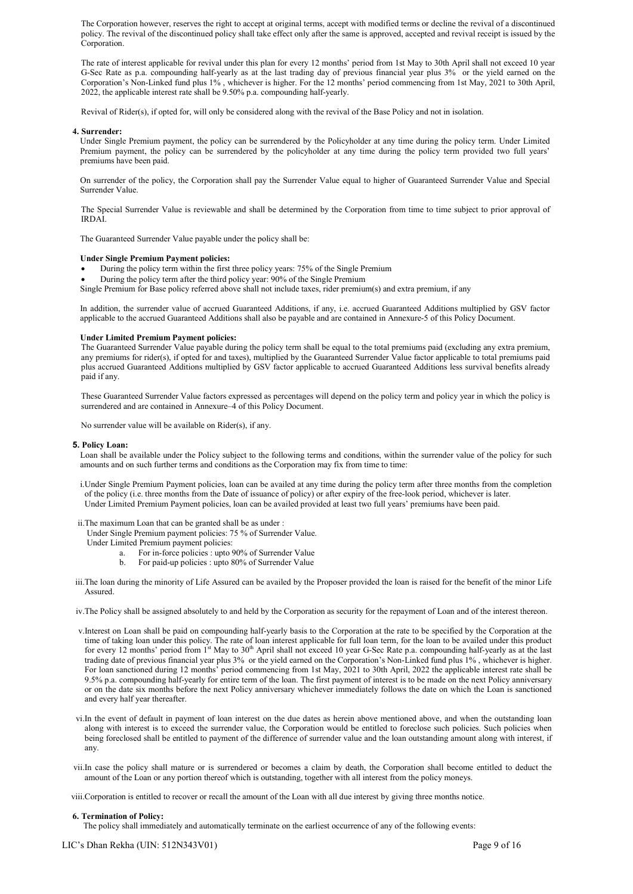The Corporation however, reserves the right to accept at original terms, accept with modified terms or decline the revival of a discontinued policy. The revival of the discontinued policy shall take effect only after the same is approved, accepted and revival receipt is issued by the Corporation.

The rate of interest applicable for revival under this plan for every 12 months' period from 1st May to 30th April shall not exceed 10 year G-Sec Rate as p.a. compounding half-yearly as at the last trading day of previous financial year plus 3% or the yield earned on the Corporation's Non-Linked fund plus 1% , whichever is higher. For the 12 months' period commencing from 1st May, 2021 to 30th April, 2022, the applicable interest rate shall be 9.50% p.a. compounding half-yearly.

Revival of Rider(s), if opted for, will only be considered along with the revival of the Base Policy and not in isolation.

**4. Surrender:**

Under Single Premium payment, the policy can be surrendered by the Policyholder at any time during the policy term. Under Limited Premium payment, the policy can be surrendered by the policyholder at any time during the policy term provided two full years' premiums have been paid.

On surrender of the policy, the Corporation shall pay the Surrender Value equal to higher of Guaranteed Surrender Value and Special Surrender Value.

The Special Surrender Value is reviewable and shall be determined by the Corporation from time to time subject to prior approval of IRDAI.

The Guaranteed Surrender Value payable under the policy shall be:

**Under Single Premium Payment policies:**

- During the policy term within the first three policy years: 75% of the Single Premium
- During the policy term after the third policy year: 90% of the Single Premium

Single Premium for Base policy referred above shall not include taxes, rider premium(s) and extra premium, if any

In addition, the surrender value of accrued Guaranteed Additions, if any, i.e. accrued Guaranteed Additions multiplied by GSV factor applicable to the accrued Guaranteed Additions shall also be payable and are contained in Annexure-5 of this Policy Document.

**Under Limited Premium Payment policies:**

The Guaranteed Surrender Value payable during the policy term shall be equal to the total premiums paid (excluding any extra premium, any premiums for rider(s), if opted for and taxes), multiplied by the Guaranteed Surrender Value factor applicable to total premiums paid plus accrued Guaranteed Additions multiplied by GSV factor applicable to accrued Guaranteed Additions less survival benefits already paid if any.

These Guaranteed Surrender Value factors expressed as percentages will depend on the policy term and policy year in which the policy is surrendered and are contained in Annexure–4 of this Policy Document.

No surrender value will be available on Rider(s), if any.

**5. Policy Loan:**

Loan shall be available under the Policy subject to the following terms and conditions, within the surrender value of the policy for such amounts and on such further terms and conditions as the Corporation may fix from time to time:

i. Under Single Premium Payment policies, loan can be availed at any time during the policy term after three months from the completion of the policy (i.e. three months from the Date of issuance of policy) or after expiry of the free-look period, whichever is later.
Under Limited Premium Payment policies, loan can be availed provided at least two full years' premiums have been paid.

ii. The maximum Loan that can be granted shall be as under :
Under Single Premium payment policies: 75 % of Surrender Value.
Under Limited Premium payment policies:
   a. For in-force policies : upto 90% of Surrender Value
   b. For paid-up policies : upto 80% of Surrender Value

iii. The loan during the minority of Life Assured can be availed by the Proposer provided the loan is raised for the benefit of the minor Life Assured.

iv. The Policy shall be assigned absolutely to and held by the Corporation as security for the repayment of Loan and of the interest thereon.

v. Interest on Loan shall be paid on compounding half-yearly basis to the Corporation at the rate to be specified by the Corporation at the time of taking loan under this policy. The rate of loan interest applicable for full loan term, for the loan to be availed under this product for every 12 months' period from 1st May to 30th April shall not exceed 10 year G-Sec Rate p.a. compounding half-yearly as at the last trading date of previous financial year plus 3% or the yield earned on the Corporation's Non-Linked fund plus 1% , whichever is higher. For loan sanctioned during 12 months' period commencing from 1st May, 2021 to 30th April, 2022 the applicable interest rate shall be 9.5% p.a. compounding half-yearly for entire term of the loan. The first payment of interest is to be made on the next Policy anniversary or on the date six months before the next Policy anniversary whichever immediately follows the date on which the Loan is sanctioned and every half year thereafter.

vi. In the event of default in payment of loan interest on the due dates as herein above mentioned above, and when the outstanding loan along with interest is to exceed the surrender value, the Corporation would be entitled to foreclose such policies. Such policies when being foreclosed shall be entitled to payment of the difference of surrender value and the loan outstanding amount along with interest, if any.

vii. In case the policy shall mature or is surrendered or becomes a claim by death, the Corporation shall become entitled to deduct the amount of the Loan or any portion thereof which is outstanding, together with all interest from the policy moneys.

viii. Corporation is entitled to recover or recall the amount of the Loan with all due interest by giving three months notice.

**6. Termination of Policy:**

The policy shall immediately and automatically terminate on the earliest occurrence of any of the following events: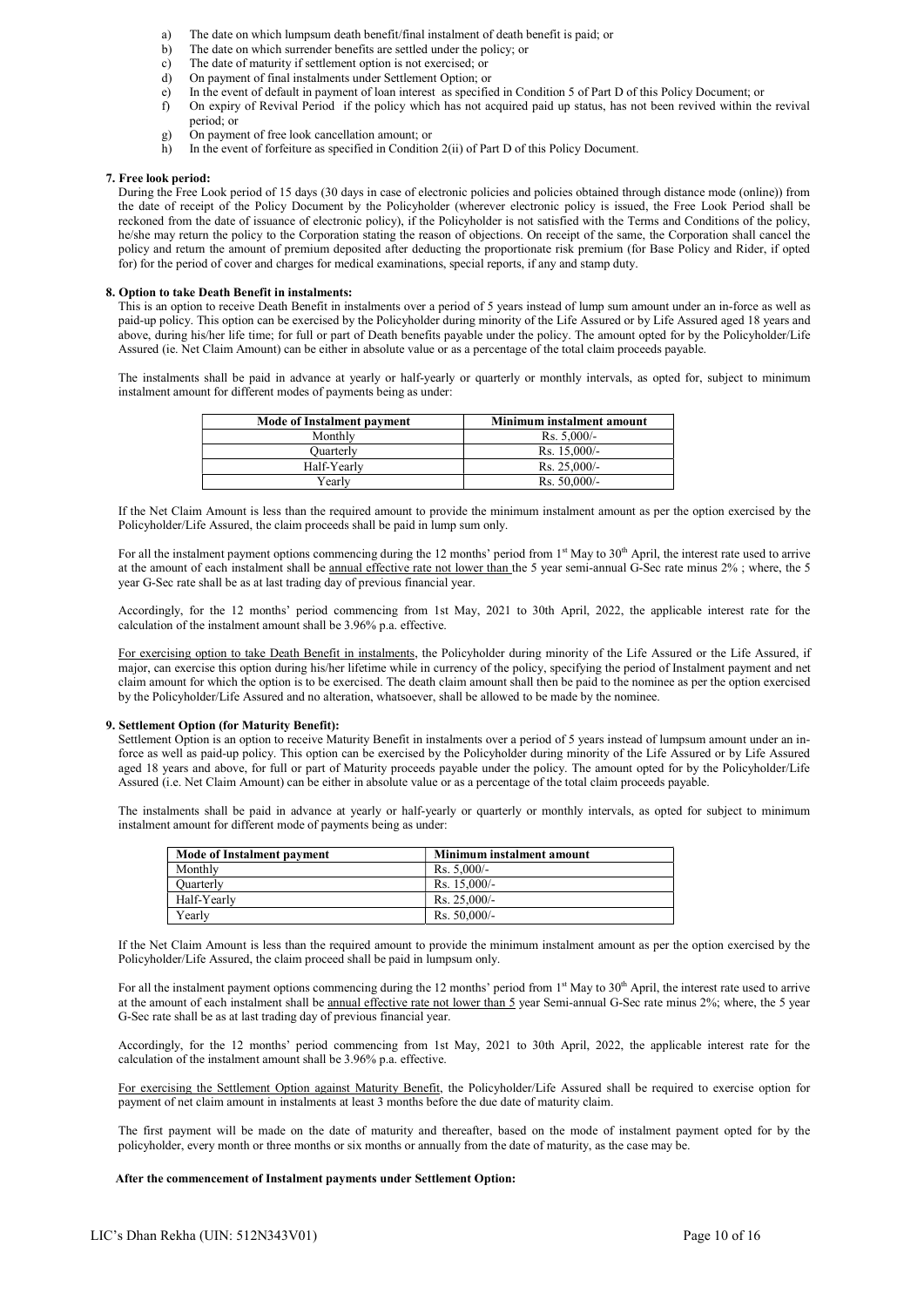a) The date on which lumpsum death benefit/final instalment of death benefit is paid; or
b) The date on which surrender benefits are settled under the policy; or
c) The date of maturity if settlement option is not exercised; or
d) On payment of final instalments under Settlement Option; or
e) In the event of default in payment of loan interest as specified in Condition 5 of Part D of this Policy Document; or
f) On expiry of Revival Period if the policy which has not acquired paid up status, has not been revived within the revival period; or
g) On payment of free look cancellation amount; or
h) In the event of forfeiture as specified in Condition 2(ii) of Part D of this Policy Document.

**7. Free look period:**

During the Free Look period of 15 days (30 days in case of electronic policies and policies obtained through distance mode (online)) from the date of receipt of the Policy Document by the Policyholder (wherever electronic policy is issued, the Free Look Period shall be reckoned from the date of issuance of electronic policy), if the Policyholder is not satisfied with the Terms and Conditions of the policy, he/she may return the policy to the Corporation stating the reason of objections. On receipt of the same, the Corporation shall cancel the policy and return the amount of premium deposited after deducting the proportionate risk premium (for Base Policy and Rider, if opted for) for the period of cover and charges for medical examinations, special reports, if any and stamp duty.

**8. Option to take Death Benefit in instalments:**

This is an option to receive Death Benefit in instalments over a period of 5 years instead of lump sum amount under an in-force as well as paid-up policy. This option can be exercised by the Policyholder during minority of the Life Assured or by Life Assured aged 18 years and above, during his/her life time; for full or part of Death benefits payable under the policy. The amount opted for by the Policyholder/Life Assured (ie. Net Claim Amount) can be either in absolute value or as a percentage of the total claim proceeds payable.

The instalments shall be paid in advance at yearly or half-yearly or quarterly or monthly intervals, as opted for, subject to minimum instalment amount for different modes of payments being as under:

| Mode of Instalment payment | Minimum instalment amount |
|---|---|
| Monthly | Rs. 5,000/- |
| Quarterly | Rs. 15,000/- |
| Half-Yearly | Rs. 25,000/- |
| Yearly | Rs. 50,000/- |

If the Net Claim Amount is less than the required amount to provide the minimum instalment amount as per the option exercised by the Policyholder/Life Assured, the claim proceeds shall be paid in lump sum only.

For all the instalment payment options commencing during the 12 months' period from 1st May to 30th April, the interest rate used to arrive at the amount of each instalment shall be annual effective rate not lower than the 5 year semi-annual G-Sec rate minus 2% ; where, the 5 year G-Sec rate shall be as at last trading day of previous financial year.

Accordingly, for the 12 months' period commencing from 1st May, 2021 to 30th April, 2022, the applicable interest rate for the calculation of the instalment amount shall be 3.96% p.a. effective.

For exercising option to take Death Benefit in instalments, the Policyholder during minority of the Life Assured or the Life Assured, if major, can exercise this option during his/her lifetime while in currency of the policy, specifying the period of Instalment payment and net claim amount for which the option is to be exercised. The death claim amount shall then be paid to the nominee as per the option exercised by the Policyholder/Life Assured and no alteration, whatsoever, shall be allowed to be made by the nominee.

**9. Settlement Option (for Maturity Benefit):**

Settlement Option is an option to receive Maturity Benefit in instalments over a period of 5 years instead of lumpsum amount under an in-force as well as paid-up policy. This option can be exercised by the Policyholder during minority of the Life Assured or by Life Assured aged 18 years and above, for full or part of Maturity proceeds payable under the policy. The amount opted for by the Policyholder/Life Assured (i.e. Net Claim Amount) can be either in absolute value or as a percentage of the total claim proceeds payable.

The instalments shall be paid in advance at yearly or half-yearly or quarterly or monthly intervals, as opted for subject to minimum instalment amount for different mode of payments being as under:

| Mode of Instalment payment | Minimum instalment amount |
|---|---|
| Monthly | Rs. 5,000/- |
| Quarterly | Rs. 15,000/- |
| Half-Yearly | Rs. 25,000/- |
| Yearly | Rs. 50,000/- |

If the Net Claim Amount is less than the required amount to provide the minimum instalment amount as per the option exercised by the Policyholder/Life Assured, the claim proceed shall be paid in lumpsum only.

For all the instalment payment options commencing during the 12 months' period from 1st May to 30th April, the interest rate used to arrive at the amount of each instalment shall be annual effective rate not lower than 5 year Semi-annual G-Sec rate minus 2%; where, the 5 year G-Sec rate shall be as at last trading day of previous financial year.

Accordingly, for the 12 months' period commencing from 1st May, 2021 to 30th April, 2022, the applicable interest rate for the calculation of the instalment amount shall be 3.96% p.a. effective.

For exercising the Settlement Option against Maturity Benefit, the Policyholder/Life Assured shall be required to exercise option for payment of net claim amount in instalments at least 3 months before the due date of maturity claim.

The first payment will be made on the date of maturity and thereafter, based on the mode of instalment payment opted for by the policyholder, every month or three months or six months or annually from the date of maturity, as the case may be.

**After the commencement of Instalment payments under Settlement Option:**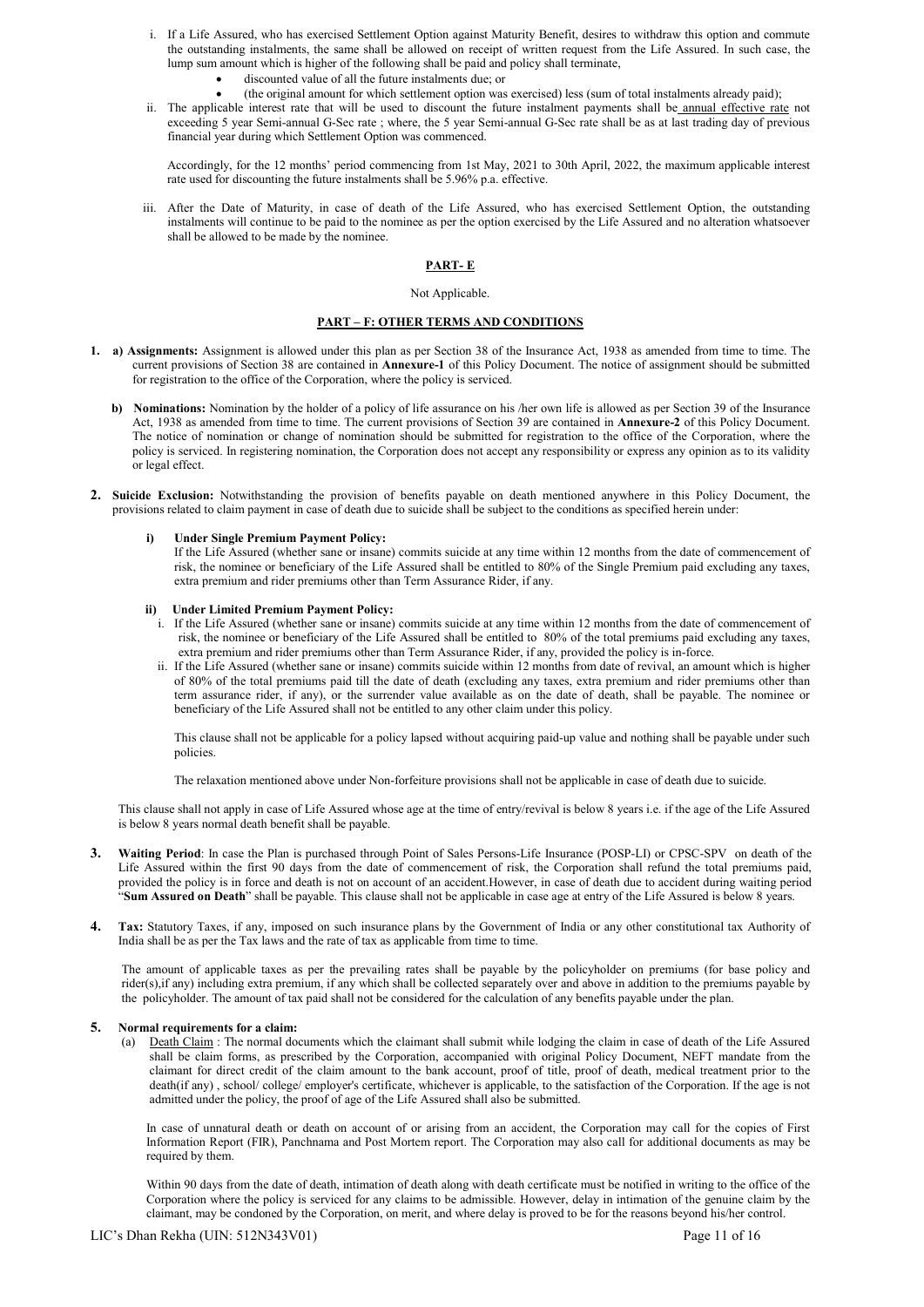i. If a Life Assured, who has exercised Settlement Option against Maturity Benefit, desires to withdraw this option and commute the outstanding instalments, the same shall be allowed on receipt of written request from the Life Assured. In such case, the lump sum amount which is higher of the following shall be paid and policy shall terminate,
   - discounted value of all the future instalments due; or
   - (the original amount for which settlement option was exercised) less (sum of total instalments already paid);

ii. The applicable interest rate that will be used to discount the future instalment payments shall be annual effective rate not exceeding 5 year Semi-annual G-Sec rate ; where, the 5 year Semi-annual G-Sec rate shall be as at last trading day of previous financial year during which Settlement Option was commenced.

   Accordingly, for the 12 months' period commencing from 1st May, 2021 to 30th April, 2022, the maximum applicable interest rate used for discounting the future instalments shall be 5.96% p.a. effective.

iii. After the Date of Maturity, in case of death of the Life Assured, who has exercised Settlement Option, the outstanding instalments will continue to be paid to the nominee as per the option exercised by the Life Assured and no alteration whatsoever shall be allowed to be made by the nominee.

## PART- E

Not Applicable.

## PART – F: OTHER TERMS AND CONDITIONS

1. **a) Assignments:** Assignment is allowed under this plan as per Section 38 of the Insurance Act, 1938 as amended from time to time. The current provisions of Section 38 are contained in **Annexure-1** of this Policy Document. The notice of assignment should be submitted for registration to the office of the Corporation, where the policy is serviced.

   **b) Nominations:** Nomination by the holder of a policy of life assurance on his /her own life is allowed as per Section 39 of the Insurance Act, 1938 as amended from time to time. The current provisions of Section 39 are contained in **Annexure-2** of this Policy Document. The notice of nomination or change of nomination should be submitted for registration to the office of the Corporation, where the policy is serviced. In registering nomination, the Corporation does not accept any responsibility or express any opinion as to its validity or legal effect.

2. **Suicide Exclusion:** Notwithstanding the provision of benefits payable on death mentioned anywhere in this Policy Document, the provisions related to claim payment in case of death due to suicide shall be subject to the conditions as specified herein under:

   **i) Under Single Premium Payment Policy:**
   If the Life Assured (whether sane or insane) commits suicide at any time within 12 months from the date of commencement of risk, the nominee or beneficiary of the Life Assured shall be entitled to 80% of the Single Premium paid excluding any taxes, extra premium and rider premiums other than Term Assurance Rider, if any.

   **ii) Under Limited Premium Payment Policy:**
   i. If the Life Assured (whether sane or insane) commits suicide at any time within 12 months from the date of commencement of risk, the nominee or beneficiary of the Life Assured shall be entitled to 80% of the total premiums paid excluding any taxes, extra premium and rider premiums other than Term Assurance Rider, if any, provided the policy is in-force.
   ii. If the Life Assured (whether sane or insane) commits suicide within 12 months from date of revival, an amount which is higher of 80% of the total premiums paid till the date of death (excluding any taxes, extra premium and rider premiums other than term assurance rider, if any), or the surrender value available as on the date of death, shall be payable. The nominee or beneficiary of the Life Assured shall not be entitled to any other claim under this policy.

   This clause shall not be applicable for a policy lapsed without acquiring paid-up value and nothing shall be payable under such policies.

   The relaxation mentioned above under Non-forfeiture provisions shall not be applicable in case of death due to suicide.

   This clause shall not apply in case of Life Assured whose age at the time of entry/revival is below 8 years i.e. if the age of the Life Assured is below 8 years normal death benefit shall be payable.

3. **Waiting Period**: In case the Plan is purchased through Point of Sales Persons-Life Insurance (POSP-LI) or CPSC-SPV on death of the Life Assured within the first 90 days from the date of commencement of risk, the Corporation shall refund the total premiums paid, provided the policy is in force and death is not on account of an accident.However, in case of death due to accident during waiting period "**Sum Assured on Death**" shall be payable. This clause shall not be applicable in case age at entry of the Life Assured is below 8 years.

4. **Tax:** Statutory Taxes, if any, imposed on such insurance plans by the Government of India or any other constitutional tax Authority of India shall be as per the Tax laws and the rate of tax as applicable from time to time.

   The amount of applicable taxes as per the prevailing rates shall be payable by the policyholder on premiums (for base policy and rider(s),if any) including extra premium, if any which shall be collected separately over and above in addition to the premiums payable by the policyholder. The amount of tax paid shall not be considered for the calculation of any benefits payable under the plan.

5. **Normal requirements for a claim:**
   (a) Death Claim : The normal documents which the claimant shall submit while lodging the claim in case of death of the Life Assured shall be claim forms, as prescribed by the Corporation, accompanied with original Policy Document, NEFT mandate from the claimant for direct credit of the claim amount to the bank account, proof of title, proof of death, medical treatment prior to the death(if any) , school/ college/ employer's certificate, whichever is applicable, to the satisfaction of the Corporation. If the age is not admitted under the policy, the proof of age of the Life Assured shall also be submitted.

   In case of unnatural death or death on account of or arising from an accident, the Corporation may call for the copies of First Information Report (FIR), Panchnama and Post Mortem report. The Corporation may also call for additional documents as may be required by them.

   Within 90 days from the date of death, intimation of death along with death certificate must be notified in writing to the office of the Corporation where the policy is serviced for any claims to be admissible. However, delay in intimation of the genuine claim by the claimant, may be condoned by the Corporation, on merit, and where delay is proved to be for the reasons beyond his/her control.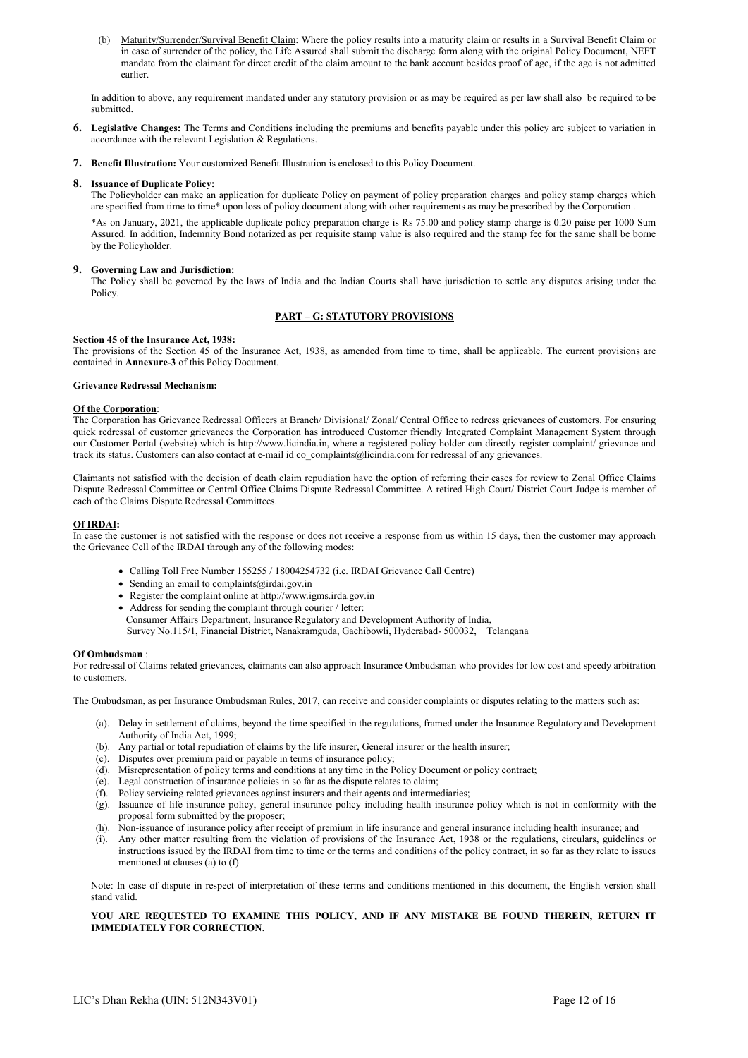(b) Maturity/Surrender/Survival Benefit Claim: Where the policy results into a maturity claim or results in a Survival Benefit Claim or in case of surrender of the policy, the Life Assured shall submit the discharge form along with the original Policy Document, NEFT mandate from the claimant for direct credit of the claim amount to the bank account besides proof of age, if the age is not admitted earlier.

In addition to above, any requirement mandated under any statutory provision or as may be required as per law shall also be required to be submitted.

**6. Legislative Changes:** The Terms and Conditions including the premiums and benefits payable under this policy are subject to variation in accordance with the relevant Legislation & Regulations.

**7. Benefit Illustration:** Your customized Benefit Illustration is enclosed to this Policy Document.

**8. Issuance of Duplicate Policy:**

The Policyholder can make an application for duplicate Policy on payment of policy preparation charges and policy stamp charges which are specified from time to time* upon loss of policy document along with other requirements as may be prescribed by the Corporation .

*As on January, 2021, the applicable duplicate policy preparation charge is Rs 75.00 and policy stamp charge is 0.20 paise per 1000 Sum Assured. In addition, Indemnity Bond notarized as per requisite stamp value is also required and the stamp fee for the same shall be borne by the Policyholder.

**9. Governing Law and Jurisdiction:**

The Policy shall be governed by the laws of India and the Indian Courts shall have jurisdiction to settle any disputes arising under the Policy.

## PART – G: STATUTORY PROVISIONS

**Section 45 of the Insurance Act, 1938:**

The provisions of the Section 45 of the Insurance Act, 1938, as amended from time to time, shall be applicable. The current provisions are contained in **Annexure-3** of this Policy Document.

**Grievance Redressal Mechanism:**

**Of the Corporation**:

The Corporation has Grievance Redressal Officers at Branch/ Divisional/ Zonal/ Central Office to redress grievances of customers. For ensuring quick redressal of customer grievances the Corporation has introduced Customer friendly Integrated Complaint Management System through our Customer Portal (website) which is http://www.licindia.in, where a registered policy holder can directly register complaint/ grievance and track its status. Customers can also contact at e-mail id co_complaints@licindia.com for redressal of any grievances.

Claimants not satisfied with the decision of death claim repudiation have the option of referring their cases for review to Zonal Office Claims Dispute Redressal Committee or Central Office Claims Dispute Redressal Committee. A retired High Court/ District Court Judge is member of each of the Claims Dispute Redressal Committees.

**Of IRDAI:**

In case the customer is not satisfied with the response or does not receive a response from us within 15 days, then the customer may approach the Grievance Cell of the IRDAI through any of the following modes:

- Calling Toll Free Number 155255 / 18004254732 (i.e. IRDAI Grievance Call Centre)
- Sending an email to complaints@irdai.gov.in
- Register the complaint online at http://www.igms.irda.gov.in
- Address for sending the complaint through courier / letter:
  Consumer Affairs Department, Insurance Regulatory and Development Authority of India,
  Survey No.115/1, Financial District, Nanakramguda, Gachibowli, Hyderabad- 500032, Telangana

**Of Ombudsman** :

For redressal of Claims related grievances, claimants can also approach Insurance Ombudsman who provides for low cost and speedy arbitration to customers.

The Ombudsman, as per Insurance Ombudsman Rules, 2017, can receive and consider complaints or disputes relating to the matters such as:

(a). Delay in settlement of claims, beyond the time specified in the regulations, framed under the Insurance Regulatory and Development Authority of India Act, 1999;
(b). Any partial or total repudiation of claims by the life insurer, General insurer or the health insurer;
(c). Disputes over premium paid or payable in terms of insurance policy;
(d). Misrepresentation of policy terms and conditions at any time in the Policy Document or policy contract;
(e). Legal construction of insurance policies in so far as the dispute relates to claim;
(f). Policy servicing related grievances against insurers and their agents and intermediaries;
(g). Issuance of life insurance policy, general insurance policy including health insurance policy which is not in conformity with the proposal form submitted by the proposer;
(h). Non-issuance of insurance policy after receipt of premium in life insurance and general insurance including health insurance; and
(i). Any other matter resulting from the violation of provisions of the Insurance Act, 1938 or the regulations, circulars, guidelines or instructions issued by the IRDAI from time to time or the terms and conditions of the policy contract, in so far as they relate to issues mentioned at clauses (a) to (f)

Note: In case of dispute in respect of interpretation of these terms and conditions mentioned in this document, the English version shall stand valid.

**YOU ARE REQUESTED TO EXAMINE THIS POLICY, AND IF ANY MISTAKE BE FOUND THEREIN, RETURN IT IMMEDIATELY FOR CORRECTION**.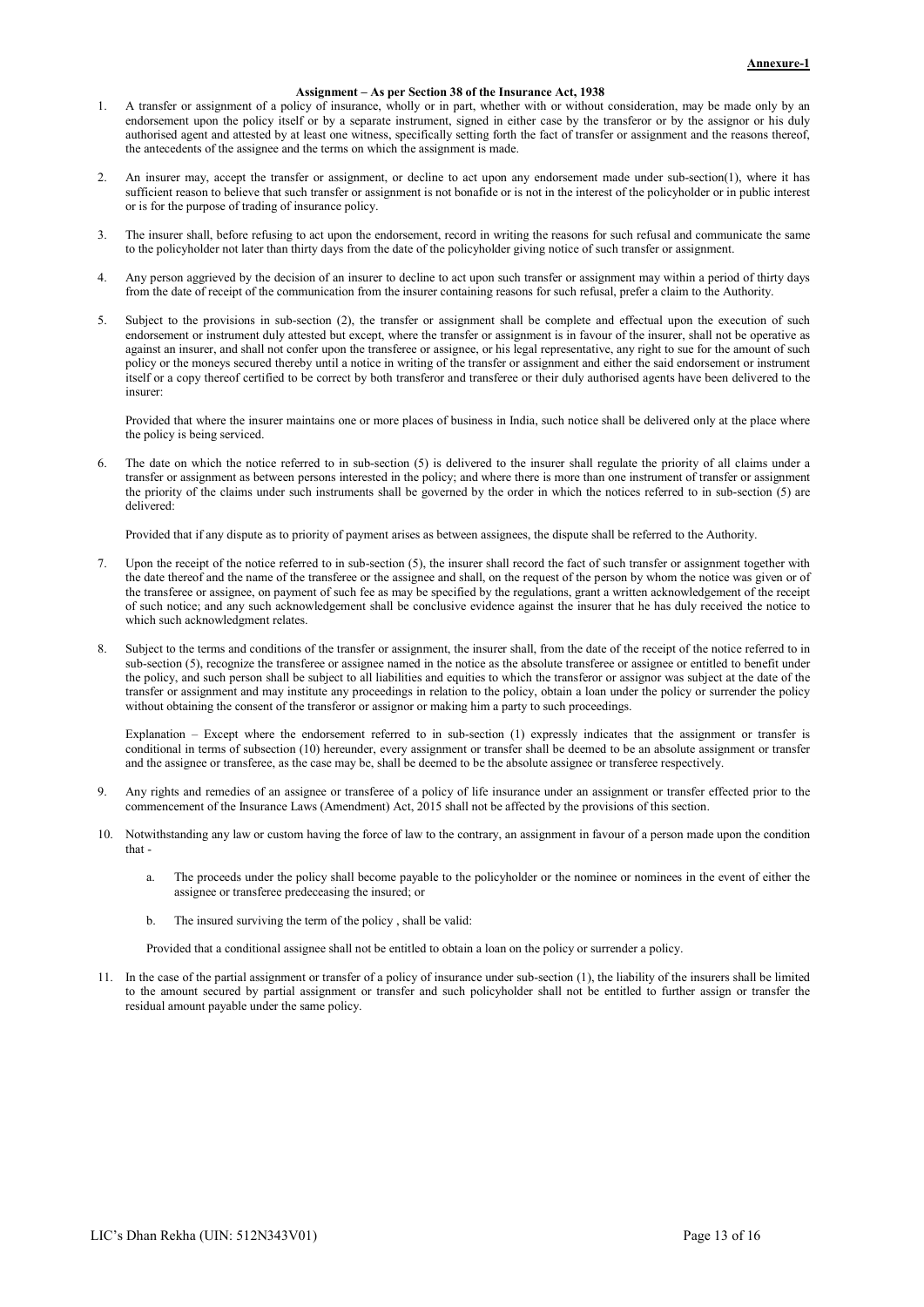**Annexure-1**

## Assignment – As per Section 38 of the Insurance Act, 1938

1. A transfer or assignment of a policy of insurance, wholly or in part, whether with or without consideration, may be made only by an endorsement upon the policy itself or by a separate instrument, signed in either case by the transferor or by the assignor or his duly authorised agent and attested by at least one witness, specifically setting forth the fact of transfer or assignment and the reasons thereof, the antecedents of the assignee and the terms on which the assignment is made.

2. An insurer may, accept the transfer or assignment, or decline to act upon any endorsement made under sub-section(1), where it has sufficient reason to believe that such transfer or assignment is not bonafide or is not in the interest of the policyholder or in public interest or is for the purpose of trading of insurance policy.

3. The insurer shall, before refusing to act upon the endorsement, record in writing the reasons for such refusal and communicate the same to the policyholder not later than thirty days from the date of the policyholder giving notice of such transfer or assignment.

4. Any person aggrieved by the decision of an insurer to decline to act upon such transfer or assignment may within a period of thirty days from the date of receipt of the communication from the insurer containing reasons for such refusal, prefer a claim to the Authority.

5. Subject to the provisions in sub-section (2), the transfer or assignment shall be complete and effectual upon the execution of such endorsement or instrument duly attested but except, where the transfer or assignment is in favour of the insurer, shall not be operative as against an insurer, and shall not confer upon the transferee or assignee, or his legal representative, any right to sue for the amount of such policy or the moneys secured thereby until a notice in writing of the transfer or assignment and either the said endorsement or instrument itself or a copy thereof certified to be correct by both transferor and transferee or their duly authorised agents have been delivered to the insurer:

   Provided that where the insurer maintains one or more places of business in India, such notice shall be delivered only at the place where the policy is being serviced.

6. The date on which the notice referred to in sub-section (5) is delivered to the insurer shall regulate the priority of all claims under a transfer or assignment as between persons interested in the policy; and where there is more than one instrument of transfer or assignment the priority of the claims under such instruments shall be governed by the order in which the notices referred to in sub-section (5) are delivered:

   Provided that if any dispute as to priority of payment arises as between assignees, the dispute shall be referred to the Authority.

7. Upon the receipt of the notice referred to in sub-section (5), the insurer shall record the fact of such transfer or assignment together with the date thereof and the name of the transferee or the assignee and shall, on the request of the person by whom the notice was given or of the transferee or assignee, on payment of such fee as may be specified by the regulations, grant a written acknowledgement of the receipt of such notice; and any such acknowledgement shall be conclusive evidence against the insurer that he has duly received the notice to which such acknowledgment relates.

8. Subject to the terms and conditions of the transfer or assignment, the insurer shall, from the date of the receipt of the notice referred to in sub-section (5), recognize the transferee or assignee named in the notice as the absolute transferee or assignee or entitled to benefit under the policy, and such person shall be subject to all liabilities and equities to which the transferor or assignor was subject at the date of the transfer or assignment and may institute any proceedings in relation to the policy, obtain a loan under the policy or surrender the policy without obtaining the consent of the transferor or assignor or making him a party to such proceedings.

   Explanation – Except where the endorsement referred to in sub-section (1) expressly indicates that the assignment or transfer is conditional in terms of subsection (10) hereunder, every assignment or transfer shall be deemed to be an absolute assignment or transfer and the assignee or transferee, as the case may be, shall be deemed to be the absolute assignee or transferee respectively.

9. Any rights and remedies of an assignee or transferee of a policy of life insurance under an assignment or transfer effected prior to the commencement of the Insurance Laws (Amendment) Act, 2015 shall not be affected by the provisions of this section.

10. Notwithstanding any law or custom having the force of law to the contrary, an assignment in favour of a person made upon the condition that -

    a. The proceeds under the policy shall become payable to the policyholder or the nominee or nominees in the event of either the assignee or transferee predeceasing the insured; or

    b. The insured surviving the term of the policy , shall be valid:

    Provided that a conditional assignee shall not be entitled to obtain a loan on the policy or surrender a policy.

11. In the case of the partial assignment or transfer of a policy of insurance under sub-section (1), the liability of the insurers shall be limited to the amount secured by partial assignment or transfer and such policyholder shall not be entitled to further assign or transfer the residual amount payable under the same policy.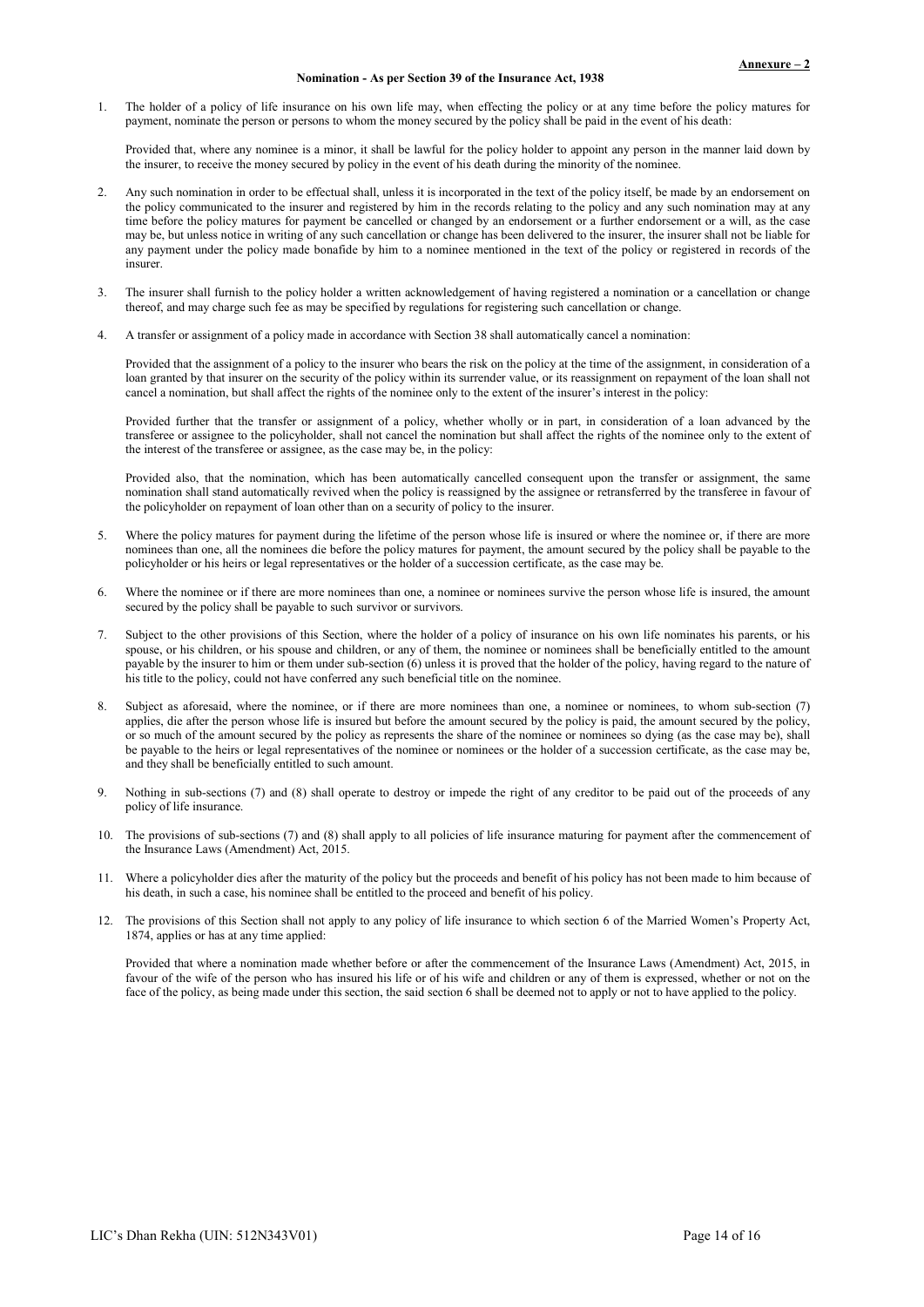**Annexure – 2**

**Nomination - As per Section 39 of the Insurance Act, 1938**

1. The holder of a policy of life insurance on his own life may, when effecting the policy or at any time before the policy matures for payment, nominate the person or persons to whom the money secured by the policy shall be paid in the event of his death:

   Provided that, where any nominee is a minor, it shall be lawful for the policy holder to appoint any person in the manner laid down by the insurer, to receive the money secured by policy in the event of his death during the minority of the nominee.

2. Any such nomination in order to be effectual shall, unless it is incorporated in the text of the policy itself, be made by an endorsement on the policy communicated to the insurer and registered by him in the records relating to the policy and any such nomination may at any time before the policy matures for payment be cancelled or changed by an endorsement or a further endorsement or a will, as the case may be, but unless notice in writing of any such cancellation or change has been delivered to the insurer, the insurer shall not be liable for any payment under the policy made bonafide by him to a nominee mentioned in the text of the policy or registered in records of the insurer.

3. The insurer shall furnish to the policy holder a written acknowledgement of having registered a nomination or a cancellation or change thereof, and may charge such fee as may be specified by regulations for registering such cancellation or change.

4. A transfer or assignment of a policy made in accordance with Section 38 shall automatically cancel a nomination:

   Provided that the assignment of a policy to the insurer who bears the risk on the policy at the time of the assignment, in consideration of a loan granted by that insurer on the security of the policy within its surrender value, or its reassignment on repayment of the loan shall not cancel a nomination, but shall affect the rights of the nominee only to the extent of the insurer's interest in the policy:

   Provided further that the transfer or assignment of a policy, whether wholly or in part, in consideration of a loan advanced by the transferee or assignee to the policyholder, shall not cancel the nomination but shall affect the rights of the nominee only to the extent of the interest of the transferee or assignee, as the case may be, in the policy:

   Provided also, that the nomination, which has been automatically cancelled consequent upon the transfer or assignment, the same nomination shall stand automatically revived when the policy is reassigned by the assignee or retransferred by the transferee in favour of the policyholder on repayment of loan other than on a security of policy to the insurer.

5. Where the policy matures for payment during the lifetime of the person whose life is insured or where the nominee or, if there are more nominees than one, all the nominees die before the policy matures for payment, the amount secured by the policy shall be payable to the policyholder or his heirs or legal representatives or the holder of a succession certificate, as the case may be.

6. Where the nominee or if there are more nominees than one, a nominee or nominees survive the person whose life is insured, the amount secured by the policy shall be payable to such survivor or survivors.

7. Subject to the other provisions of this Section, where the holder of a policy of insurance on his own life nominates his parents, or his spouse, or his children, or his spouse and children, or any of them, the nominee or nominees shall be beneficially entitled to the amount payable by the insurer to him or them under sub-section (6) unless it is proved that the holder of the policy, having regard to the nature of his title to the policy, could not have conferred any such beneficial title on the nominee.

8. Subject as aforesaid, where the nominee, or if there are more nominees than one, a nominee or nominees, to whom sub-section (7) applies, die after the person whose life is insured but before the amount secured by the policy is paid, the amount secured by the policy, or so much of the amount secured by the policy as represents the share of the nominee or nominees so dying (as the case may be), shall be payable to the heirs or legal representatives of the nominee or nominees or the holder of a succession certificate, as the case may be, and they shall be beneficially entitled to such amount.

9. Nothing in sub-sections (7) and (8) shall operate to destroy or impede the right of any creditor to be paid out of the proceeds of any policy of life insurance.

10. The provisions of sub-sections (7) and (8) shall apply to all policies of life insurance maturing for payment after the commencement of the Insurance Laws (Amendment) Act, 2015.

11. Where a policyholder dies after the maturity of the policy but the proceeds and benefit of his policy has not been made to him because of his death, in such a case, his nominee shall be entitled to the proceed and benefit of his policy.

12. The provisions of this Section shall not apply to any policy of life insurance to which section 6 of the Married Women's Property Act, 1874, applies or has at any time applied:

    Provided that where a nomination made whether before or after the commencement of the Insurance Laws (Amendment) Act, 2015, in favour of the wife of the person who has insured his life or of his wife and children or any of them is expressed, whether or not on the face of the policy, as being made under this section, the said section 6 shall be deemed not to apply or not to have applied to the policy.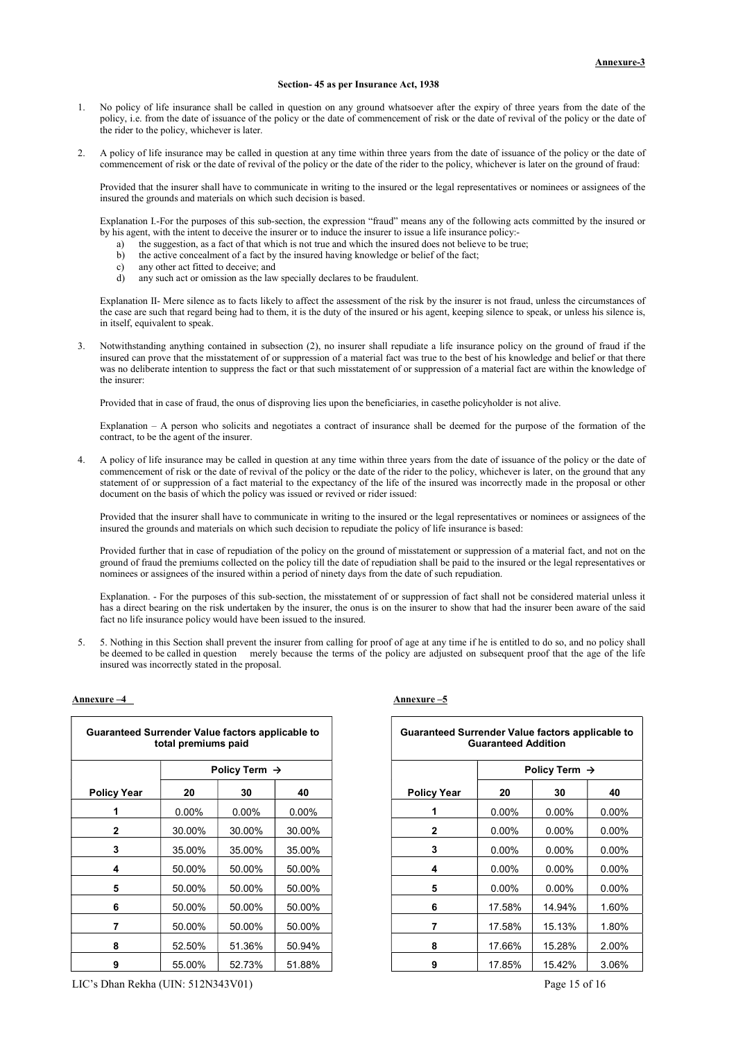**Annexure-3**

### Section- 45 as per Insurance Act, 1938

1. No policy of life insurance shall be called in question on any ground whatsoever after the expiry of three years from the date of the policy, i.e. from the date of issuance of the policy or the date of commencement of risk or the date of revival of the policy or the date of the rider to the policy, whichever is later.

2. A policy of life insurance may be called in question at any time within three years from the date of issuance of the policy or the date of commencement of risk or the date of revival of the policy or the date of the rider to the policy, whichever is later on the ground of fraud:

   Provided that the insurer shall have to communicate in writing to the insured or the legal representatives or nominees or assignees of the insured the grounds and materials on which such decision is based.

   Explanation I.-For the purposes of this sub-section, the expression "fraud" means any of the following acts committed by the insured or by his agent, with the intent to deceive the insurer or to induce the insurer to issue a life insurance policy:-
   a) the suggestion, as a fact of that which is not true and which the insured does not believe to be true;
   b) the active concealment of a fact by the insured having knowledge or belief of the fact;
   c) any other act fitted to deceive; and
   d) any such act or omission as the law specially declares to be fraudulent.

   Explanation II- Mere silence as to facts likely to affect the assessment of the risk by the insurer is not fraud, unless the circumstances of the case are such that regard being had to them, it is the duty of the insured or his agent, keeping silence to speak, or unless his silence is, in itself, equivalent to speak.

3. Notwithstanding anything contained in subsection (2), no insurer shall repudiate a life insurance policy on the ground of fraud if the insured can prove that the misstatement of or suppression of a material fact was true to the best of his knowledge and belief or that there was no deliberate intention to suppress the fact or that such misstatement of or suppression of a material fact are within the knowledge of the insurer:

   Provided that in case of fraud, the onus of disproving lies upon the beneficiaries, in casethe policyholder is not alive.

   Explanation – A person who solicits and negotiates a contract of insurance shall be deemed for the purpose of the formation of the contract, to be the agent of the insurer.

4. A policy of life insurance may be called in question at any time within three years from the date of issuance of the policy or the date of commencement of risk or the date of revival of the policy or the date of the rider to the policy, whichever is later, on the ground that any statement of or suppression of a fact material to the expectancy of the life of the insured was incorrectly made in the proposal or other document on the basis of which the policy was issued or revived or rider issued:

   Provided that the insurer shall have to communicate in writing to the insured or the legal representatives or nominees or assignees of the insured the grounds and materials on which such decision to repudiate the policy of life insurance is based:

   Provided further that in case of repudiation of the policy on the ground of misstatement or suppression of a material fact, and not on the ground of fraud the premiums collected on the policy till the date of repudiation shall be paid to the insured or the legal representatives or nominees or assignees of the insured within a period of ninety days from the date of such repudiation.

   Explanation. - For the purposes of this sub-section, the misstatement of or suppression of fact shall not be considered material unless it has a direct bearing on the risk undertaken by the insurer, the onus is on the insurer to show that had the insurer been aware of the said fact no life insurance policy would have been issued to the insured.

5. 5. Nothing in this Section shall prevent the insurer from calling for proof of age at any time if he is entitled to do so, and no policy shall be deemed to be called in question merely because the terms of the policy are adjusted on subsequent proof that the age of the life insured was incorrectly stated in the proposal.

**Annexure –4**

| Guaranteed Surrender Value factors applicable to total premiums paid | | | |
|---|---|---|---|
| | Policy Term → | | |
| **Policy Year** | **20** | **30** | **40** |
| 1 | 0.00% | 0.00% | 0.00% |
| 2 | 30.00% | 30.00% | 30.00% |
| 3 | 35.00% | 35.00% | 35.00% |
| 4 | 50.00% | 50.00% | 50.00% |
| 5 | 50.00% | 50.00% | 50.00% |
| 6 | 50.00% | 50.00% | 50.00% |
| 7 | 50.00% | 50.00% | 50.00% |
| 8 | 52.50% | 51.36% | 50.94% |
| 9 | 55.00% | 52.73% | 51.88% |

**Annexure –5**

| Guaranteed Surrender Value factors applicable to Guaranteed Addition | | | |
|---|---|---|---|
| | Policy Term → | | |
| **Policy Year** | **20** | **30** | **40** |
| 1 | 0.00% | 0.00% | 0.00% |
| 2 | 0.00% | 0.00% | 0.00% |
| 3 | 0.00% | 0.00% | 0.00% |
| 4 | 0.00% | 0.00% | 0.00% |
| 5 | 0.00% | 0.00% | 0.00% |
| 6 | 17.58% | 14.94% | 1.60% |
| 7 | 17.58% | 15.13% | 1.80% |
| 8 | 17.66% | 15.28% | 2.00% |
| 9 | 17.85% | 15.42% | 3.06% |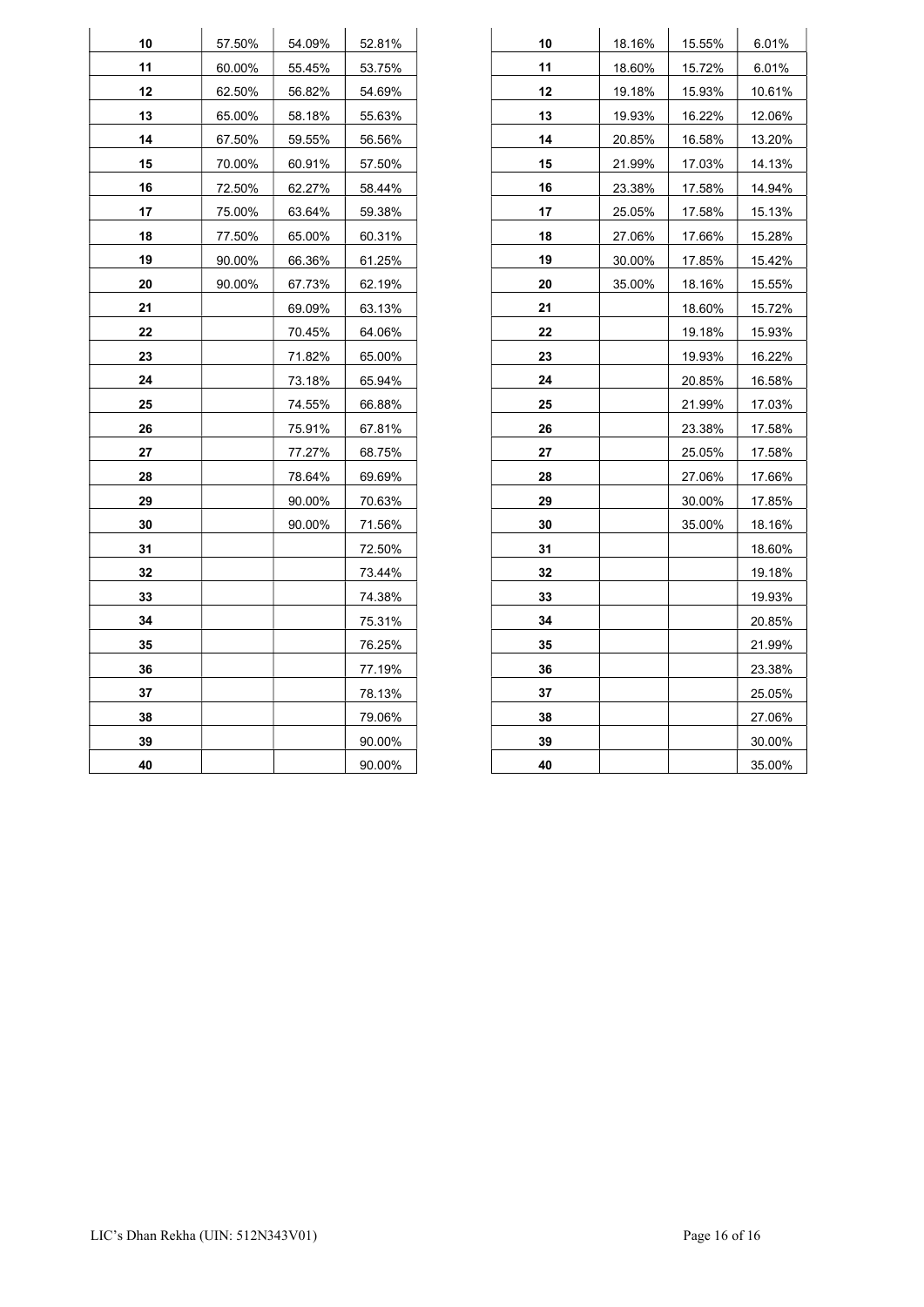| | | | |
|---|---|---|---|
| **10** | 57.50% | 54.09% | 52.81% |
| **11** | 60.00% | 55.45% | 53.75% |
| **12** | 62.50% | 56.82% | 54.69% |
| **13** | 65.00% | 58.18% | 55.63% |
| **14** | 67.50% | 59.55% | 56.56% |
| **15** | 70.00% | 60.91% | 57.50% |
| **16** | 72.50% | 62.27% | 58.44% |
| **17** | 75.00% | 63.64% | 59.38% |
| **18** | 77.50% | 65.00% | 60.31% |
| **19** | 90.00% | 66.36% | 61.25% |
| **20** | 90.00% | 67.73% | 62.19% |
| **21** | | 69.09% | 63.13% |
| **22** | | 70.45% | 64.06% |
| **23** | | 71.82% | 65.00% |
| **24** | | 73.18% | 65.94% |
| **25** | | 74.55% | 66.88% |
| **26** | | 75.91% | 67.81% |
| **27** | | 77.27% | 68.75% |
| **28** | | 78.64% | 69.69% |
| **29** | | 90.00% | 70.63% |
| **30** | | 90.00% | 71.56% |
| **31** | | | 72.50% |
| **32** | | | 73.44% |
| **33** | | | 74.38% |
| **34** | | | 75.31% |
| **35** | | | 76.25% |
| **36** | | | 77.19% |
| **37** | | | 78.13% |
| **38** | | | 79.06% |
| **39** | | | 90.00% |
| **40** | | | 90.00% |

| | | | |
|---|---|---|---|
| **10** | 18.16% | 15.55% | 6.01% |
| **11** | 18.60% | 15.72% | 6.01% |
| **12** | 19.18% | 15.93% | 10.61% |
| **13** | 19.93% | 16.22% | 12.06% |
| **14** | 20.85% | 16.58% | 13.20% |
| **15** | 21.99% | 17.03% | 14.13% |
| **16** | 23.38% | 17.58% | 14.94% |
| **17** | 25.05% | 17.58% | 15.13% |
| **18** | 27.06% | 17.66% | 15.28% |
| **19** | 30.00% | 17.85% | 15.42% |
| **20** | 35.00% | 18.16% | 15.55% |
| **21** | | 18.60% | 15.72% |
| **22** | | 19.18% | 15.93% |
| **23** | | 19.93% | 16.22% |
| **24** | | 20.85% | 16.58% |
| **25** | | 21.99% | 17.03% |
| **26** | | 23.38% | 17.58% |
| **27** | | 25.05% | 17.58% |
| **28** | | 27.06% | 17.66% |
| **29** | | 30.00% | 17.85% |
| **30** | | 35.00% | 18.16% |
| **31** | | | 18.60% |
| **32** | | | 19.18% |
| **33** | | | 19.93% |
| **34** | | | 20.85% |
| **35** | | | 21.99% |
| **36** | | | 23.38% |
| **37** | | | 25.05% |
| **38** | | | 27.06% |
| **39** | | | 30.00% |
| **40** | | | 35.00% |